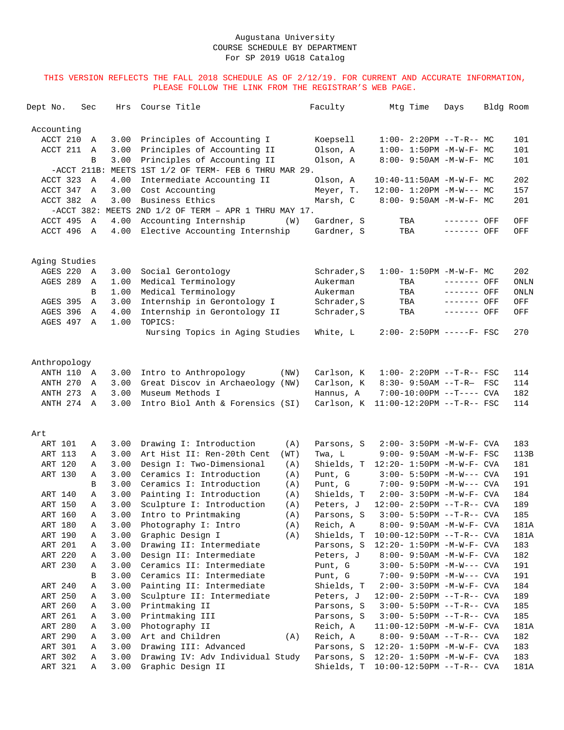Augustana University
COURSE SCHEDULE BY DEPARTMENT
For SP 2019 UG18 Catalog

THIS VERSION REFLECTS THE FALL 2018 SCHEDULE AS OF 2/12/19. FOR CURRENT AND ACCURATE INFORMATION, PLEASE FOLLOW THE LINK FROM THE REGISTRAR'S WEB PAGE.

| Dept No. | Sec | Hrs | Course Title | | Faculty | Mtg Time | Days | Bldg | Room |
|---|---|---|---|---|---|---|---|---|---|
| **Accounting** | | | | | | | | | |
| ACCT 210 | A | 3.00 | Principles of Accounting I | | Koepsell | 1:00- 2:20PM | --T-R-- | MC | 101 |
| ACCT 211 | A | 3.00 | Principles of Accounting II | | Olson, A | 1:00- 1:50PM | -M-W-F- | MC | 101 |
| | B | 3.00 | Principles of Accounting II | | Olson, A | 8:00- 9:50AM | -M-W-F- | MC | 101 |
| -ACCT 211B: MEETS 1ST 1/2 OF TERM- FEB 6 THRU MAR 29. | | | | | | | | | |
| ACCT 323 | A | 4.00 | Intermediate Accounting II | | Olson, A | 10:40-11:50AM | -M-W-F- | MC | 202 |
| ACCT 347 | A | 3.00 | Cost Accounting | | Meyer, T. | 12:00- 1:20PM | -M-W--- | MC | 157 |
| ACCT 382 | A | 3.00 | Business Ethics | | Marsh, C | 8:00- 9:50AM | -M-W-F- | MC | 201 |
| -ACCT 382: MEETS 2ND 1/2 OF TERM – APR 1 THRU MAY 17. | | | | | | | | | |
| ACCT 495 | A | 4.00 | Accounting Internship | (W) | Gardner, S | TBA | ------- | OFF | OFF |
| ACCT 496 | A | 4.00 | Elective Accounting Internship | | Gardner, S | TBA | ------- | OFF | OFF |
| **Aging Studies** | | | | | | | | | |
| AGES 220 | A | 3.00 | Social Gerontology | | Schrader,S | 1:00- 1:50PM | -M-W-F- | MC | 202 |
| AGES 289 | A | 1.00 | Medical Terminology | | Aukerman | TBA | ------- | OFF | ONLN |
| | B | 1.00 | Medical Terminology | | Aukerman | TBA | ------- | OFF | ONLN |
| AGES 395 | A | 3.00 | Internship in Gerontology I | | Schrader,S | TBA | ------- | OFF | OFF |
| AGES 396 | A | 4.00 | Internship in Gerontology II | | Schrader,S | TBA | ------- | OFF | OFF |
| AGES 497 | A | 1.00 | TOPICS: | | | | | | |
| | | | Nursing Topics in Aging Studies | | White, L | 2:00- 2:50PM | -----F- | FSC | 270 |
| **Anthropology** | | | | | | | | | |
| ANTH 110 | A | 3.00 | Intro to Anthropology | (NW) | Carlson, K | 1:00- 2:20PM | --T-R-- | FSC | 114 |
| ANTH 270 | A | 3.00 | Great Discov in Archaeology | (NW) | Carlson, K | 8:30- 9:50AM | --T-R– | FSC | 114 |
| ANTH 273 | A | 3.00 | Museum Methods I | | Hannus, A | 7:00-10:00PM | --T---- | CVA | 182 |
| ANTH 274 | A | 3.00 | Intro Biol Anth & Forensics | (SI) | Carlson, K | 11:00-12:20PM | --T-R-- | FSC | 114 |
| **Art** | | | | | | | | | |
| ART 101 | A | 3.00 | Drawing I: Introduction | (A) | Parsons, S | 2:00- 3:50PM | -M-W-F- | CVA | 183 |
| ART 113 | A | 3.00 | Art Hist II: Ren-20th Cent | (WT) | Twa, L | 9:00- 9:50AM | -M-W-F- | FSC | 113B |
| ART 120 | A | 3.00 | Design I: Two-Dimensional | (A) | Shields, T | 12:20- 1:50PM | -M-W-F- | CVA | 181 |
| ART 130 | A | 3.00 | Ceramics I: Introduction | (A) | Punt, G | 3:00- 5:50PM | -M-W--- | CVA | 191 |
| | B | 3.00 | Ceramics I: Introduction | (A) | Punt, G | 7:00- 9:50PM | -M-W--- | CVA | 191 |
| ART 140 | A | 3.00 | Painting I: Introduction | (A) | Shields, T | 2:00- 3:50PM | -M-W-F- | CVA | 184 |
| ART 150 | A | 3.00 | Sculpture I: Introduction | (A) | Peters, J | 12:00- 2:50PM | --T-R-- | CVA | 189 |
| ART 160 | A | 3.00 | Intro to Printmaking | (A) | Parsons, S | 3:00- 5:50PM | --T-R-- | CVA | 185 |
| ART 180 | A | 3.00 | Photography I: Intro | (A) | Reich, A | 8:00- 9:50AM | -M-W-F- | CVA | 181A |
| ART 190 | A | 3.00 | Graphic Design I | (A) | Shields, T | 10:00-12:50PM | --T-R-- | CVA | 181A |
| ART 201 | A | 3.00 | Drawing II: Intermediate | | Parsons, S | 12:20- 1:50PM | -M-W-F- | CVA | 183 |
| ART 220 | A | 3.00 | Design II: Intermediate | | Peters, J | 8:00- 9:50AM | -M-W-F- | CVA | 182 |
| ART 230 | A | 3.00 | Ceramics II: Intermediate | | Punt, G | 3:00- 5:50PM | -M-W--- | CVA | 191 |
| | B | 3.00 | Ceramics II: Intermediate | | Punt, G | 7:00- 9:50PM | -M-W--- | CVA | 191 |
| ART 240 | A | 3.00 | Painting II: Intermediate | | Shields, T | 2:00- 3:50PM | -M-W-F- | CVA | 184 |
| ART 250 | A | 3.00 | Sculpture II: Intermediate | | Peters, J | 12:00- 2:50PM | --T-R-- | CVA | 189 |
| ART 260 | A | 3.00 | Printmaking II | | Parsons, S | 3:00- 5:50PM | --T-R-- | CVA | 185 |
| ART 261 | A | 3.00 | Printmaking III | | Parsons, S | 3:00- 5:50PM | --T-R-- | CVA | 185 |
| ART 280 | A | 3.00 | Photography II | | Reich, A | 11:00-12:50PM | -M-W-F- | CVA | 181A |
| ART 290 | A | 3.00 | Art and Children | (A) | Reich, A | 8:00- 9:50AM | --T-R-- | CVA | 182 |
| ART 301 | A | 3.00 | Drawing III: Advanced | | Parsons, S | 12:20- 1:50PM | -M-W-F- | CVA | 183 |
| ART 302 | A | 3.00 | Drawing IV: Adv Individual Study | | Parsons, S | 12:20- 1:50PM | -M-W-F- | CVA | 183 |
| ART 321 | A | 3.00 | Graphic Design II | | Shields, T | 10:00-12:50PM | --T-R-- | CVA | 181A |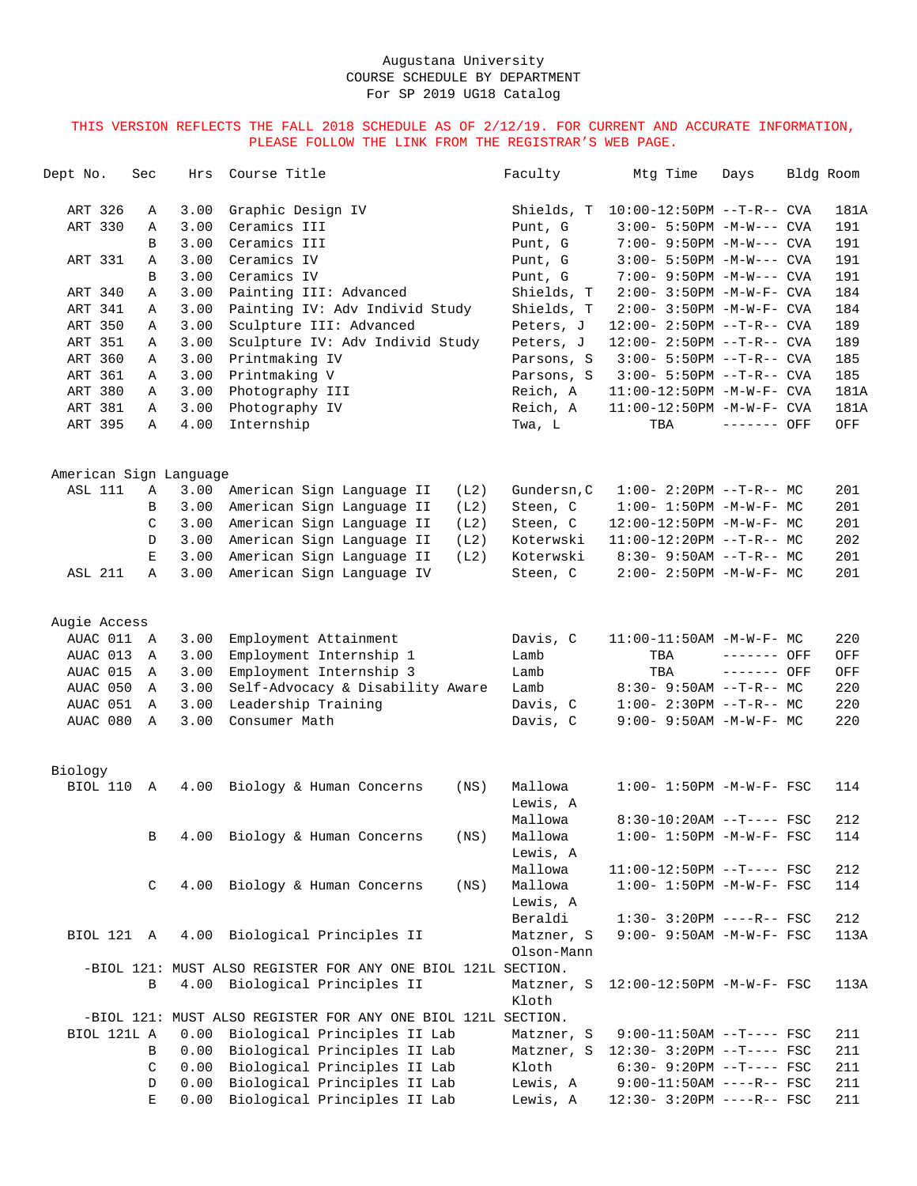Augustana University
COURSE SCHEDULE BY DEPARTMENT
For SP 2019 UG18 Catalog

THIS VERSION REFLECTS THE FALL 2018 SCHEDULE AS OF 2/12/19. FOR CURRENT AND ACCURATE INFORMATION, PLEASE FOLLOW THE LINK FROM THE REGISTRAR'S WEB PAGE.

| Dept No. | Sec | Hrs | Course Title | | Faculty | Mtg Time | Days | Bldg | Room |
|---|---|---|---|---|---|---|---|---|---|
| ART 326 | A | 3.00 | Graphic Design IV | | Shields, T | 10:00-12:50PM | --T-R-- | CVA | 181A |
| ART 330 | A | 3.00 | Ceramics III | | Punt, G | 3:00- 5:50PM | -M-W--- | CVA | 191 |
| | B | 3.00 | Ceramics III | | Punt, G | 7:00- 9:50PM | -M-W--- | CVA | 191 |
| ART 331 | A | 3.00 | Ceramics IV | | Punt, G | 3:00- 5:50PM | -M-W--- | CVA | 191 |
| | B | 3.00 | Ceramics IV | | Punt, G | 7:00- 9:50PM | -M-W--- | CVA | 191 |
| ART 340 | A | 3.00 | Painting III: Advanced | | Shields, T | 2:00- 3:50PM | -M-W-F- | CVA | 184 |
| ART 341 | A | 3.00 | Painting IV: Adv Individ Study | | Shields, T | 2:00- 3:50PM | -M-W-F- | CVA | 184 |
| ART 350 | A | 3.00 | Sculpture III: Advanced | | Peters, J | 12:00- 2:50PM | --T-R-- | CVA | 189 |
| ART 351 | A | 3.00 | Sculpture IV: Adv Individ Study | | Peters, J | 12:00- 2:50PM | --T-R-- | CVA | 189 |
| ART 360 | A | 3.00 | Printmaking IV | | Parsons, S | 3:00- 5:50PM | --T-R-- | CVA | 185 |
| ART 361 | A | 3.00 | Printmaking V | | Parsons, S | 3:00- 5:50PM | --T-R-- | CVA | 185 |
| ART 380 | A | 3.00 | Photography III | | Reich, A | 11:00-12:50PM | -M-W-F- | CVA | 181A |
| ART 381 | A | 3.00 | Photography IV | | Reich, A | 11:00-12:50PM | -M-W-F- | CVA | 181A |
| ART 395 | A | 4.00 | Internship | | Twa, L | TBA | ------- | OFF | OFF |
| **American Sign Language** | | | | | | | | | |
| ASL 111 | A | 3.00 | American Sign Language II | (L2) | Gundersn,C | 1:00- 2:20PM | --T-R-- | MC | 201 |
| | B | 3.00 | American Sign Language II | (L2) | Steen, C | 1:00- 1:50PM | -M-W-F- | MC | 201 |
| | C | 3.00 | American Sign Language II | (L2) | Steen, C | 12:00-12:50PM | -M-W-F- | MC | 201 |
| | D | 3.00 | American Sign Language II | (L2) | Koterwski | 11:00-12:20PM | --T-R-- | MC | 202 |
| | E | 3.00 | American Sign Language II | (L2) | Koterwski | 8:30- 9:50AM | --T-R-- | MC | 201 |
| ASL 211 | A | 3.00 | American Sign Language IV | | Steen, C | 2:00- 2:50PM | -M-W-F- | MC | 201 |
| **Augie Access** | | | | | | | | | |
| AUAC 011 | A | 3.00 | Employment Attainment | | Davis, C | 11:00-11:50AM | -M-W-F- | MC | 220 |
| AUAC 013 | A | 3.00 | Employment Internship 1 | | Lamb | TBA | ------- | OFF | OFF |
| AUAC 015 | A | 3.00 | Employment Internship 3 | | Lamb | TBA | ------- | OFF | OFF |
| AUAC 050 | A | 3.00 | Self-Advocacy & Disability Aware | | Lamb | 8:30- 9:50AM | --T-R-- | MC | 220 |
| AUAC 051 | A | 3.00 | Leadership Training | | Davis, C | 1:00- 2:30PM | --T-R-- | MC | 220 |
| AUAC 080 | A | 3.00 | Consumer Math | | Davis, C | 9:00- 9:50AM | -M-W-F- | MC | 220 |
| **Biology** | | | | | | | | | |
| BIOL 110 | A | 4.00 | Biology & Human Concerns | (NS) | Mallowa | 1:00- 1:50PM | -M-W-F- | FSC | 114 |
| | | | | | Lewis, A | | | | |
| | | | | | Mallowa | 8:30-10:20AM | --T---- | FSC | 212 |
| | B | 4.00 | Biology & Human Concerns | (NS) | Mallowa | 1:00- 1:50PM | -M-W-F- | FSC | 114 |
| | | | | | Lewis, A | | | | |
| | | | | | Mallowa | 11:00-12:50PM | --T---- | FSC | 212 |
| | C | 4.00 | Biology & Human Concerns | (NS) | Mallowa | 1:00- 1:50PM | -M-W-F- | FSC | 114 |
| | | | | | Lewis, A | | | | |
| | | | | | Beraldi | 1:30- 3:20PM | ----R-- | FSC | 212 |
| BIOL 121 | A | 4.00 | Biological Principles II | | Matzner, S | 9:00- 9:50AM | -M-W-F- | FSC | 113A |
| | | | | | Olson-Mann | | | | |
| -BIOL 121: MUST ALSO REGISTER FOR ANY ONE BIOL 121L SECTION. | | | | | | | | | |
| | B | 4.00 | Biological Principles II | | Matzner, S | 12:00-12:50PM | -M-W-F- | FSC | 113A |
| | | | | | Kloth | | | | |
| -BIOL 121: MUST ALSO REGISTER FOR ANY ONE BIOL 121L SECTION. | | | | | | | | | |
| BIOL 121L | A | 0.00 | Biological Principles II Lab | | Matzner, S | 9:00-11:50AM | --T---- | FSC | 211 |
| | B | 0.00 | Biological Principles II Lab | | Matzner, S | 12:30- 3:20PM | --T---- | FSC | 211 |
| | C | 0.00 | Biological Principles II Lab | | Kloth | 6:30- 9:20PM | --T---- | FSC | 211 |
| | D | 0.00 | Biological Principles II Lab | | Lewis, A | 9:00-11:50AM | ----R-- | FSC | 211 |
| | E | 0.00 | Biological Principles II Lab | | Lewis, A | 12:30- 3:20PM | ----R-- | FSC | 211 |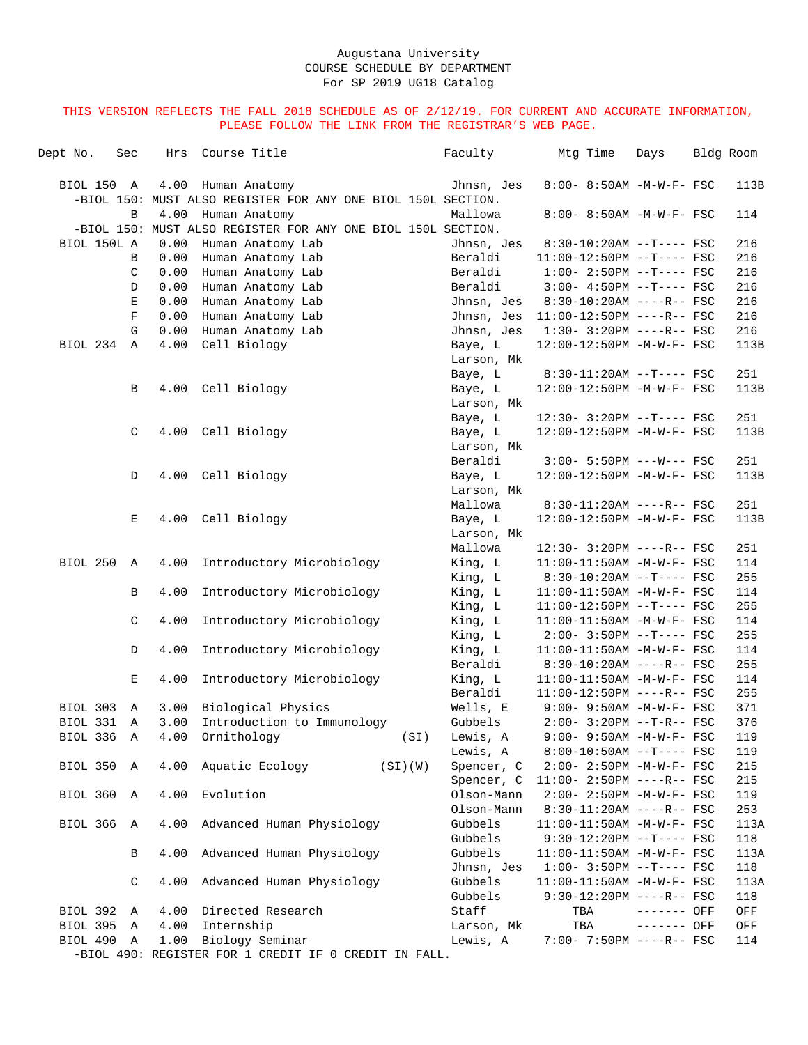Augustana University
COURSE SCHEDULE BY DEPARTMENT
For SP 2019 UG18 Catalog

THIS VERSION REFLECTS THE FALL 2018 SCHEDULE AS OF 2/12/19. FOR CURRENT AND ACCURATE INFORMATION, PLEASE FOLLOW THE LINK FROM THE REGISTRAR'S WEB PAGE.

| Dept No. | Sec | Hrs | Course Title | Faculty | Mtg Time | Days | Bldg | Room |
|---|---|---|---|---|---|---|---|---|
| BIOL 150 | A | 4.00 | Human Anatomy | Jhnsn, Jes | 8:00- 8:50AM | -M-W-F- | FSC | 113B |
| -BIOL 150: MUST ALSO REGISTER FOR ANY ONE BIOL 150L SECTION. | | | | | | | | |
| | B | 4.00 | Human Anatomy | Mallowa | 8:00- 8:50AM | -M-W-F- | FSC | 114 |
| -BIOL 150: MUST ALSO REGISTER FOR ANY ONE BIOL 150L SECTION. | | | | | | | | |
| BIOL 150L | A | 0.00 | Human Anatomy Lab | Jhnsn, Jes | 8:30-10:20AM | --T---- | FSC | 216 |
| | B | 0.00 | Human Anatomy Lab | Beraldi | 11:00-12:50PM | --T---- | FSC | 216 |
| | C | 0.00 | Human Anatomy Lab | Beraldi | 1:00- 2:50PM | --T---- | FSC | 216 |
| | D | 0.00 | Human Anatomy Lab | Beraldi | 3:00- 4:50PM | --T---- | FSC | 216 |
| | E | 0.00 | Human Anatomy Lab | Jhnsn, Jes | 8:30-10:20AM | ----R-- | FSC | 216 |
| | F | 0.00 | Human Anatomy Lab | Jhnsn, Jes | 11:00-12:50PM | ----R-- | FSC | 216 |
| | G | 0.00 | Human Anatomy Lab | Jhnsn, Jes | 1:30- 3:20PM | ----R-- | FSC | 216 |
| BIOL 234 | A | 4.00 | Cell Biology | Baye, L | 12:00-12:50PM | -M-W-F- | FSC | 113B |
| | | | | Larson, Mk | | | | |
| | | | | Baye, L | 8:30-11:20AM | --T---- | FSC | 251 |
| | B | 4.00 | Cell Biology | Baye, L | 12:00-12:50PM | -M-W-F- | FSC | 113B |
| | | | | Larson, Mk | | | | |
| | | | | Baye, L | 12:30- 3:20PM | --T---- | FSC | 251 |
| | C | 4.00 | Cell Biology | Baye, L | 12:00-12:50PM | -M-W-F- | FSC | 113B |
| | | | | Larson, Mk | | | | |
| | | | | Beraldi | 3:00- 5:50PM | ---W--- | FSC | 251 |
| | D | 4.00 | Cell Biology | Baye, L | 12:00-12:50PM | -M-W-F- | FSC | 113B |
| | | | | Larson, Mk | | | | |
| | | | | Mallowa | 8:30-11:20AM | ----R-- | FSC | 251 |
| | E | 4.00 | Cell Biology | Baye, L | 12:00-12:50PM | -M-W-F- | FSC | 113B |
| | | | | Larson, Mk | | | | |
| | | | | Mallowa | 12:30- 3:20PM | ----R-- | FSC | 251 |
| BIOL 250 | A | 4.00 | Introductory Microbiology | King, L | 11:00-11:50AM | -M-W-F- | FSC | 114 |
| | | | | King, L | 8:30-10:20AM | --T---- | FSC | 255 |
| | B | 4.00 | Introductory Microbiology | King, L | 11:00-11:50AM | -M-W-F- | FSC | 114 |
| | | | | King, L | 11:00-12:50PM | --T---- | FSC | 255 |
| | C | 4.00 | Introductory Microbiology | King, L | 11:00-11:50AM | -M-W-F- | FSC | 114 |
| | | | | King, L | 2:00- 3:50PM | --T---- | FSC | 255 |
| | D | 4.00 | Introductory Microbiology | King, L | 11:00-11:50AM | -M-W-F- | FSC | 114 |
| | | | | Beraldi | 8:30-10:20AM | ----R-- | FSC | 255 |
| | E | 4.00 | Introductory Microbiology | King, L | 11:00-11:50AM | -M-W-F- | FSC | 114 |
| | | | | Beraldi | 11:00-12:50PM | ----R-- | FSC | 255 |
| BIOL 303 | A | 3.00 | Biological Physics | Wells, E | 9:00- 9:50AM | -M-W-F- | FSC | 371 |
| BIOL 331 | A | 3.00 | Introduction to Immunology | Gubbels | 2:00- 3:20PM | --T-R-- | FSC | 376 |
| BIOL 336 | A | 4.00 | Ornithology (SI) | Lewis, A | 9:00- 9:50AM | -M-W-F- | FSC | 119 |
| | | | | Lewis, A | 8:00-10:50AM | --T---- | FSC | 119 |
| BIOL 350 | A | 4.00 | Aquatic Ecology (SI)(W) | Spencer, C | 2:00- 2:50PM | -M-W-F- | FSC | 215 |
| | | | | Spencer, C | 11:00- 2:50PM | ----R-- | FSC | 215 |
| BIOL 360 | A | 4.00 | Evolution | Olson-Mann | 2:00- 2:50PM | -M-W-F- | FSC | 119 |
| | | | | Olson-Mann | 8:30-11:20AM | ----R-- | FSC | 253 |
| BIOL 366 | A | 4.00 | Advanced Human Physiology | Gubbels | 11:00-11:50AM | -M-W-F- | FSC | 113A |
| | | | | Gubbels | 9:30-12:20PM | --T---- | FSC | 118 |
| | B | 4.00 | Advanced Human Physiology | Gubbels | 11:00-11:50AM | -M-W-F- | FSC | 113A |
| | | | | Jhnsn, Jes | 1:00- 3:50PM | --T---- | FSC | 118 |
| | C | 4.00 | Advanced Human Physiology | Gubbels | 11:00-11:50AM | -M-W-F- | FSC | 113A |
| | | | | Gubbels | 9:30-12:20PM | ----R-- | FSC | 118 |
| BIOL 392 | A | 4.00 | Directed Research | Staff | TBA | ------- | OFF | OFF |
| BIOL 395 | A | 4.00 | Internship | Larson, Mk | TBA | ------- | OFF | OFF |
| BIOL 490 | A | 1.00 | Biology Seminar | Lewis, A | 7:00- 7:50PM | ----R-- | FSC | 114 |
| -BIOL 490: REGISTER FOR 1 CREDIT IF 0 CREDIT IN FALL. | | | | | | | | |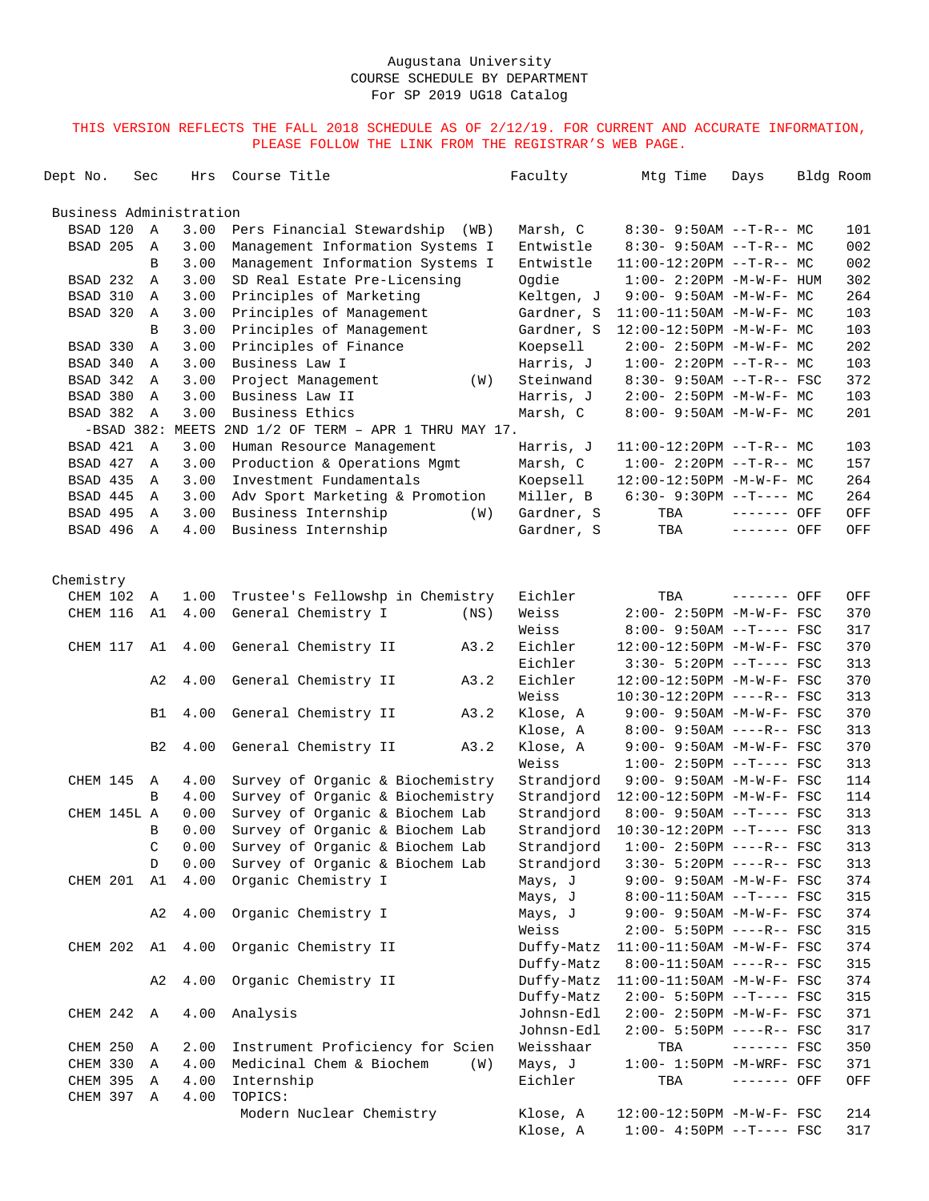Augustana University
COURSE SCHEDULE BY DEPARTMENT
For SP 2019 UG18 Catalog

THIS VERSION REFLECTS THE FALL 2018 SCHEDULE AS OF 2/12/19. FOR CURRENT AND ACCURATE INFORMATION, PLEASE FOLLOW THE LINK FROM THE REGISTRAR'S WEB PAGE.

| Dept No. | Sec | Hrs | Course Title | | Faculty | Mtg Time | Days | Bldg | Room |
|---|---|---|---|---|---|---|---|---|---|
| **Business Administration** | | | | | | | | | |
| BSAD 120 | A | 3.00 | Pers Financial Stewardship | (WB) | Marsh, C | 8:30- 9:50AM | --T-R-- | MC | 101 |
| BSAD 205 | A | 3.00 | Management Information Systems I | | Entwistle | 8:30- 9:50AM | --T-R-- | MC | 002 |
| | B | 3.00 | Management Information Systems I | | Entwistle | 11:00-12:20PM | --T-R-- | MC | 002 |
| BSAD 232 | A | 3.00 | SD Real Estate Pre-Licensing | | Ogdie | 1:00- 2:20PM | -M-W-F- | HUM | 302 |
| BSAD 310 | A | 3.00 | Principles of Marketing | | Keltgen, J | 9:00- 9:50AM | -M-W-F- | MC | 264 |
| BSAD 320 | A | 3.00 | Principles of Management | | Gardner, S | 11:00-11:50AM | -M-W-F- | MC | 103 |
| | B | 3.00 | Principles of Management | | Gardner, S | 12:00-12:50PM | -M-W-F- | MC | 103 |
| BSAD 330 | A | 3.00 | Principles of Finance | | Koepsell | 2:00- 2:50PM | -M-W-F- | MC | 202 |
| BSAD 340 | A | 3.00 | Business Law I | | Harris, J | 1:00- 2:20PM | --T-R-- | MC | 103 |
| BSAD 342 | A | 3.00 | Project Management | (W) | Steinwand | 8:30- 9:50AM | --T-R-- | FSC | 372 |
| BSAD 380 | A | 3.00 | Business Law II | | Harris, J | 2:00- 2:50PM | -M-W-F- | MC | 103 |
| BSAD 382 | A | 3.00 | Business Ethics | | Marsh, C | 8:00- 9:50AM | -M-W-F- | MC | 201 |
| -BSAD 382: MEETS 2ND 1/2 OF TERM - APR 1 THRU MAY 17. | | | | | | | | | |
| BSAD 421 | A | 3.00 | Human Resource Management | | Harris, J | 11:00-12:20PM | --T-R-- | MC | 103 |
| BSAD 427 | A | 3.00 | Production & Operations Mgmt | | Marsh, C | 1:00- 2:20PM | --T-R-- | MC | 157 |
| BSAD 435 | A | 3.00 | Investment Fundamentals | | Koepsell | 12:00-12:50PM | -M-W-F- | MC | 264 |
| BSAD 445 | A | 3.00 | Adv Sport Marketing & Promotion | | Miller, B | 6:30- 9:30PM | --T---- | MC | 264 |
| BSAD 495 | A | 3.00 | Business Internship | (W) | Gardner, S | TBA | ------- | OFF | OFF |
| BSAD 496 | A | 4.00 | Business Internship | | Gardner, S | TBA | ------- | OFF | OFF |
| **Chemistry** | | | | | | | | | |
| CHEM 102 | A | 1.00 | Trustee's Fellowshp in Chemistry | | Eichler | TBA | ------- | OFF | OFF |
| CHEM 116 | A1 | 4.00 | General Chemistry I | (NS) | Weiss | 2:00- 2:50PM | -M-W-F- | FSC | 370 |
| | | | | | Weiss | 8:00- 9:50AM | --T-R-- | FSC | 317 |
| CHEM 117 | A1 | 4.00 | General Chemistry II | A3.2 | Eichler | 12:00-12:50PM | -M-W-F- | FSC | 370 |
| | | | | | Eichler | 3:30- 5:20PM | --T---- | FSC | 313 |
| | A2 | 4.00 | General Chemistry II | A3.2 | Eichler | 12:00-12:50PM | -M-W-F- | FSC | 370 |
| | | | | | Weiss | 10:30-12:20PM | ----R-- | FSC | 313 |
| | B1 | 4.00 | General Chemistry II | A3.2 | Klose, A | 9:00- 9:50AM | -M-W-F- | FSC | 370 |
| | | | | | Klose, A | 8:00- 9:50AM | ----R-- | FSC | 313 |
| | B2 | 4.00 | General Chemistry II | A3.2 | Klose, A | 9:00- 9:50AM | -M-W-F- | FSC | 370 |
| | | | | | Weiss | 1:00- 2:50PM | --T---- | FSC | 313 |
| CHEM 145 | A | 4.00 | Survey of Organic & Biochemistry | | Strandjord | 9:00- 9:50AM | -M-W-F- | FSC | 114 |
| | B | 4.00 | Survey of Organic & Biochemistry | | Strandjord | 12:00-12:50PM | -M-W-F- | FSC | 114 |
| CHEM 145L | A | 0.00 | Survey of Organic & Biochem Lab | | Strandjord | 8:00- 9:50AM | --T---- | FSC | 313 |
| | B | 0.00 | Survey of Organic & Biochem Lab | | Strandjord | 10:30-12:20PM | --T---- | FSC | 313 |
| | C | 0.00 | Survey of Organic & Biochem Lab | | Strandjord | 1:00- 2:50PM | ----R-- | FSC | 313 |
| | D | 0.00 | Survey of Organic & Biochem Lab | | Strandjord | 3:30- 5:20PM | ----R-- | FSC | 313 |
| CHEM 201 | A1 | 4.00 | Organic Chemistry I | | Mays, J | 9:00- 9:50AM | -M-W-F- | FSC | 374 |
| | | | | | Mays, J | 8:00-11:50AM | --T---- | FSC | 315 |
| | A2 | 4.00 | Organic Chemistry I | | Mays, J | 9:00- 9:50AM | -M-W-F- | FSC | 374 |
| | | | | | Weiss | 2:00- 5:50PM | ----R-- | FSC | 315 |
| CHEM 202 | A1 | 4.00 | Organic Chemistry II | | Duffy-Matz | 11:00-11:50AM | -M-W-F- | FSC | 374 |
| | | | | | Duffy-Matz | 8:00-11:50AM | ----R-- | FSC | 315 |
| | A2 | 4.00 | Organic Chemistry II | | Duffy-Matz | 11:00-11:50AM | -M-W-F- | FSC | 374 |
| | | | | | Duffy-Matz | 2:00- 5:50PM | --T---- | FSC | 315 |
| CHEM 242 | A | 4.00 | Analysis | | Johnsn-Edl | 2:00- 2:50PM | -M-W-F- | FSC | 371 |
| | | | | | Johnsn-Edl | 2:00- 5:50PM | ----R-- | FSC | 317 |
| CHEM 250 | A | 2.00 | Instrument Proficiency for Scien | | Weisshaar | TBA | ------- | FSC | 350 |
| CHEM 330 | A | 4.00 | Medicinal Chem & Biochem | (W) | Mays, J | 1:00- 1:50PM | -M-WRF- | FSC | 371 |
| CHEM 395 | A | 4.00 | Internship | | Eichler | TBA | ------- | OFF | OFF |
| CHEM 397 | A | 4.00 | TOPICS: | | | | | | |
| | | | Modern Nuclear Chemistry | | Klose, A | 12:00-12:50PM | -M-W-F- | FSC | 214 |
| | | | | | Klose, A | 1:00- 4:50PM | --T---- | FSC | 317 |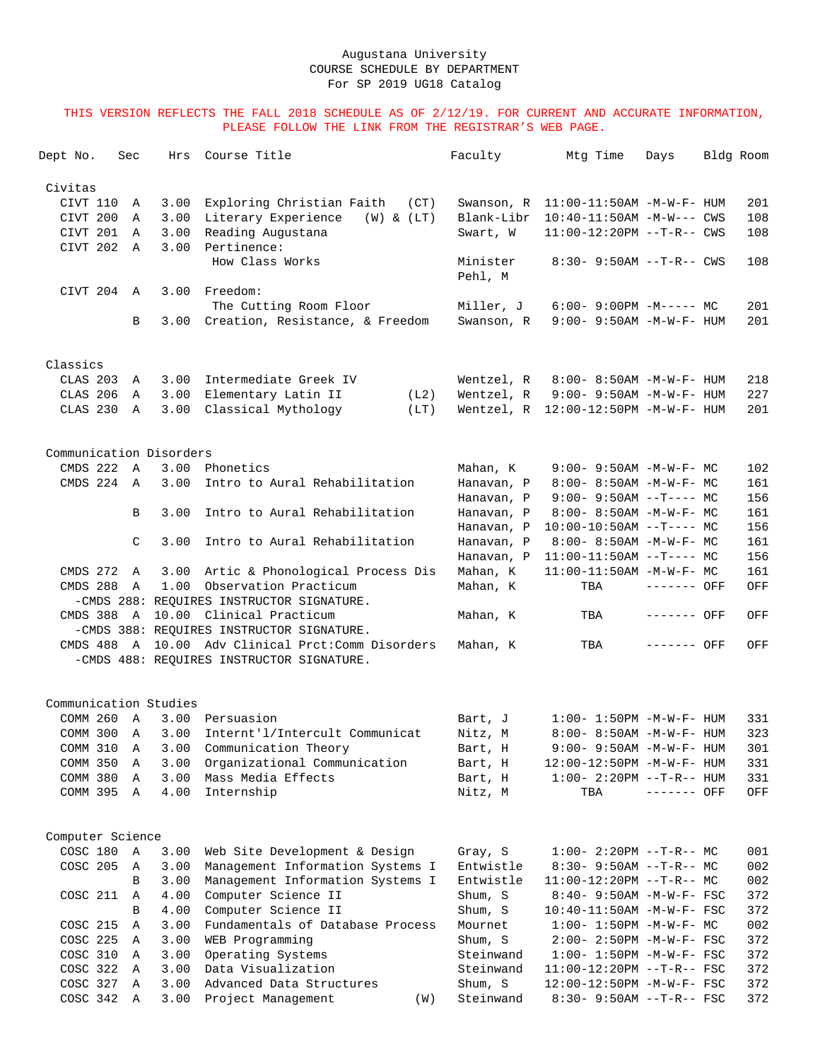Augustana University
COURSE SCHEDULE BY DEPARTMENT
For SP 2019 UG18 Catalog

THIS VERSION REFLECTS THE FALL 2018 SCHEDULE AS OF 2/12/19. FOR CURRENT AND ACCURATE INFORMATION, PLEASE FOLLOW THE LINK FROM THE REGISTRAR'S WEB PAGE.

| Dept No. | Sec | Hrs | Course Title | Faculty | Mtg Time | Days | Bldg | Room |
|---|---|---|---|---|---|---|---|---|
| **Civitas** | | | | | | | | |
| CIVT 110 | A | 3.00 | Exploring Christian Faith (CT) | Swanson, R | 11:00-11:50AM | -M-W-F- | HUM | 201 |
| CIVT 200 | A | 3.00 | Literary Experience (W) & (LT) | Blank-Libr | 10:40-11:50AM | -M-W--- | CWS | 108 |
| CIVT 201 | A | 3.00 | Reading Augustana | Swart, W | 11:00-12:20PM | --T-R-- | CWS | 108 |
| CIVT 202 | A | 3.00 | Pertinence: How Class Works | Minister<br>Pehl, M | 8:30- 9:50AM | --T-R-- | CWS | 108 |
| CIVT 204 | A | 3.00 | Freedom: The Cutting Room Floor | Miller, J | 6:00- 9:00PM | -M----- | MC | 201 |
| | B | 3.00 | Creation, Resistance, & Freedom | Swanson, R | 9:00- 9:50AM | -M-W-F- | HUM | 201 |
| **Classics** | | | | | | | | |
| CLAS 203 | A | 3.00 | Intermediate Greek IV | Wentzel, R | 8:00- 8:50AM | -M-W-F- | HUM | 218 |
| CLAS 206 | A | 3.00 | Elementary Latin II (L2) | Wentzel, R | 9:00- 9:50AM | -M-W-F- | HUM | 227 |
| CLAS 230 | A | 3.00 | Classical Mythology (LT) | Wentzel, R | 12:00-12:50PM | -M-W-F- | HUM | 201 |
| **Communication Disorders** | | | | | | | | |
| CMDS 222 | A | 3.00 | Phonetics | Mahan, K | 9:00- 9:50AM | -M-W-F- | MC | 102 |
| CMDS 224 | A | 3.00 | Intro to Aural Rehabilitation | Hanavan, P | 8:00- 8:50AM | -M-W-F- | MC | 161 |
| | | | | Hanavan, P | 9:00- 9:50AM | --T---- | MC | 156 |
| | B | 3.00 | Intro to Aural Rehabilitation | Hanavan, P | 8:00- 8:50AM | -M-W-F- | MC | 161 |
| | | | | Hanavan, P | 10:00-10:50AM | --T---- | MC | 156 |
| | C | 3.00 | Intro to Aural Rehabilitation | Hanavan, P | 8:00- 8:50AM | -M-W-F- | MC | 161 |
| | | | | Hanavan, P | 11:00-11:50AM | --T---- | MC | 156 |
| CMDS 272 | A | 3.00 | Artic & Phonological Process Dis | Mahan, K | 11:00-11:50AM | -M-W-F- | MC | 161 |
| CMDS 288 | A | 1.00 | Observation Practicum | Mahan, K | TBA | ------- | OFF | OFF |
| -CMDS 288: REQUIRES INSTRUCTOR SIGNATURE. | | | | | | | | |
| CMDS 388 | A | 10.00 | Clinical Practicum | Mahan, K | TBA | ------- | OFF | OFF |
| -CMDS 388: REQUIRES INSTRUCTOR SIGNATURE. | | | | | | | | |
| CMDS 488 | A | 10.00 | Adv Clinical Prct:Comm Disorders | Mahan, K | TBA | ------- | OFF | OFF |
| -CMDS 488: REQUIRES INSTRUCTOR SIGNATURE. | | | | | | | | |
| **Communication Studies** | | | | | | | | |
| COMM 260 | A | 3.00 | Persuasion | Bart, J | 1:00- 1:50PM | -M-W-F- | HUM | 331 |
| COMM 300 | A | 3.00 | Internt'l/Intercult Communicat | Nitz, M | 8:00- 8:50AM | -M-W-F- | HUM | 323 |
| COMM 310 | A | 3.00 | Communication Theory | Bart, H | 9:00- 9:50AM | -M-W-F- | HUM | 301 |
| COMM 350 | A | 3.00 | Organizational Communication | Bart, H | 12:00-12:50PM | -M-W-F- | HUM | 331 |
| COMM 380 | A | 3.00 | Mass Media Effects | Bart, H | 1:00- 2:20PM | --T-R-- | HUM | 331 |
| COMM 395 | A | 4.00 | Internship | Nitz, M | TBA | ------- | OFF | OFF |
| **Computer Science** | | | | | | | | |
| COSC 180 | A | 3.00 | Web Site Development & Design | Gray, S | 1:00- 2:20PM | --T-R-- | MC | 001 |
| COSC 205 | A | 3.00 | Management Information Systems I | Entwistle | 8:30- 9:50AM | --T-R-- | MC | 002 |
| | B | 3.00 | Management Information Systems I | Entwistle | 11:00-12:20PM | --T-R-- | MC | 002 |
| COSC 211 | A | 4.00 | Computer Science II | Shum, S | 8:40- 9:50AM | -M-W-F- | FSC | 372 |
| | B | 4.00 | Computer Science II | Shum, S | 10:40-11:50AM | -M-W-F- | FSC | 372 |
| COSC 215 | A | 3.00 | Fundamentals of Database Process | Mournet | 1:00- 1:50PM | -M-W-F- | MC | 002 |
| COSC 225 | A | 3.00 | WEB Programming | Shum, S | 2:00- 2:50PM | -M-W-F- | FSC | 372 |
| COSC 310 | A | 3.00 | Operating Systems | Steinwand | 1:00- 1:50PM | -M-W-F- | FSC | 372 |
| COSC 322 | A | 3.00 | Data Visualization | Steinwand | 11:00-12:20PM | --T-R-- | FSC | 372 |
| COSC 327 | A | 3.00 | Advanced Data Structures | Shum, S | 12:00-12:50PM | -M-W-F- | FSC | 372 |
| COSC 342 | A | 3.00 | Project Management (W) | Steinwand | 8:30- 9:50AM | --T-R-- | FSC | 372 |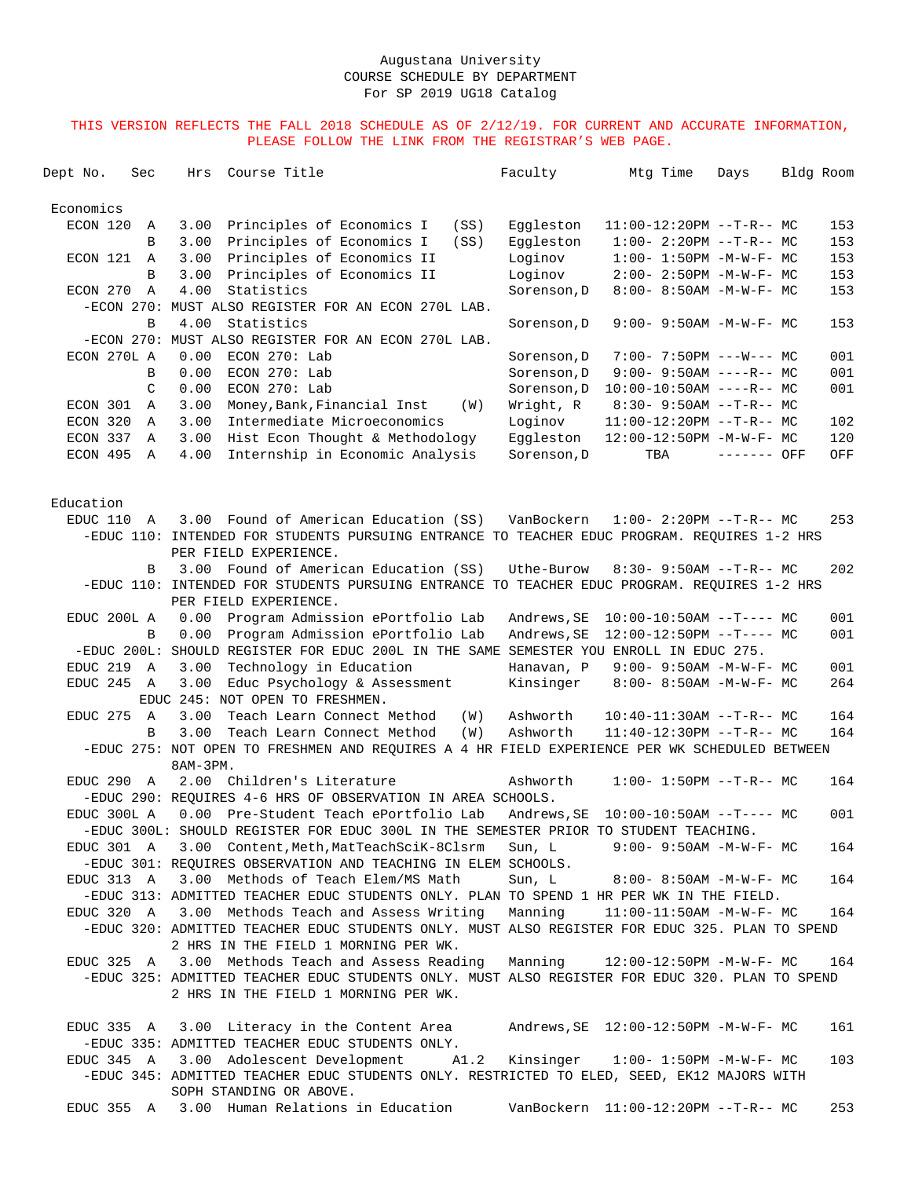Augustana University
COURSE SCHEDULE BY DEPARTMENT
For SP 2019 UG18 Catalog

THIS VERSION REFLECTS THE FALL 2018 SCHEDULE AS OF 2/12/19. FOR CURRENT AND ACCURATE INFORMATION, PLEASE FOLLOW THE LINK FROM THE REGISTRAR'S WEB PAGE.

| Dept No. | Sec | Hrs | Course Title | Faculty | Mtg Time | Days | Bldg | Room |
|---|---|---|---|---|---|---|---|---|
| **Economics** | | | | | | | | |
| ECON 120 | A | 3.00 | Principles of Economics I (SS) | Eggleston | 11:00-12:20PM | --T-R-- | MC | 153 |
| | B | 3.00 | Principles of Economics I (SS) | Eggleston | 1:00- 2:20PM | --T-R-- | MC | 153 |
| ECON 121 | A | 3.00 | Principles of Economics II | Loginov | 1:00- 1:50PM | -M-W-F- | MC | 153 |
| | B | 3.00 | Principles of Economics II | Loginov | 2:00- 2:50PM | -M-W-F- | MC | 153 |
| ECON 270 | A | 4.00 | Statistics | Sorenson,D | 8:00- 8:50AM | -M-W-F- | MC | 153 |
| -ECON 270: MUST ALSO REGISTER FOR AN ECON 270L LAB. | | | | | | | | |
| | B | 4.00 | Statistics | Sorenson,D | 9:00- 9:50AM | -M-W-F- | MC | 153 |
| -ECON 270: MUST ALSO REGISTER FOR AN ECON 270L LAB. | | | | | | | | |
| ECON 270L | A | 0.00 | ECON 270: Lab | Sorenson,D | 7:00- 7:50PM | ---W--- | MC | 001 |
| | B | 0.00 | ECON 270: Lab | Sorenson,D | 9:00- 9:50AM | ----R-- | MC | 001 |
| | C | 0.00 | ECON 270: Lab | Sorenson,D | 10:00-10:50AM | ----R-- | MC | 001 |
| ECON 301 | A | 3.00 | Money,Bank,Financial Inst (W) | Wright, R | 8:30- 9:50AM | --T-R-- | MC | |
| ECON 320 | A | 3.00 | Intermediate Microeconomics | Loginov | 11:00-12:20PM | --T-R-- | MC | 102 |
| ECON 337 | A | 3.00 | Hist Econ Thought & Methodology | Eggleston | 12:00-12:50PM | -M-W-F- | MC | 120 |
| ECON 495 | A | 4.00 | Internship in Economic Analysis | Sorenson,D | TBA | ------- | OFF | OFF |
| **Education** | | | | | | | | |
| EDUC 110 | A | 3.00 | Found of American Education (SS) | VanBockern | 1:00- 2:20PM | --T-R-- | MC | 253 |
| -EDUC 110: INTENDED FOR STUDENTS PURSUING ENTRANCE TO TEACHER EDUC PROGRAM. REQUIRES 1-2 HRS PER FIELD EXPERIENCE. | | | | | | | | |
| | B | 3.00 | Found of American Education (SS) | Uthe-Burow | 8:30- 9:50AM | --T-R-- | MC | 202 |
| -EDUC 110: INTENDED FOR STUDENTS PURSUING ENTRANCE TO TEACHER EDUC PROGRAM. REQUIRES 1-2 HRS PER FIELD EXPERIENCE. | | | | | | | | |
| EDUC 200L | A | 0.00 | Program Admission ePortfolio Lab | Andrews,SE | 10:00-10:50AM | --T---- | MC | 001 |
| | B | 0.00 | Program Admission ePortfolio Lab | Andrews,SE | 12:00-12:50PM | --T---- | MC | 001 |
| -EDUC 200L: SHOULD REGISTER FOR EDUC 200L IN THE SAME SEMESTER YOU ENROLL IN EDUC 275. | | | | | | | | |
| EDUC 219 | A | 3.00 | Technology in Education | Hanavan, P | 9:00- 9:50AM | -M-W-F- | MC | 001 |
| EDUC 245 | A | 3.00 | Educ Psychology & Assessment | Kinsinger | 8:00- 8:50AM | -M-W-F- | MC | 264 |
| EDUC 245: NOT OPEN TO FRESHMEN. | | | | | | | | |
| EDUC 275 | A | 3.00 | Teach Learn Connect Method (W) | Ashworth | 10:40-11:30AM | --T-R-- | MC | 164 |
| | B | 3.00 | Teach Learn Connect Method (W) | Ashworth | 11:40-12:30PM | --T-R-- | MC | 164 |
| -EDUC 275: NOT OPEN TO FRESHMEN AND REQUIRES A 4 HR FIELD EXPERIENCE PER WK SCHEDULED BETWEEN 8AM-3PM. | | | | | | | | |
| EDUC 290 | A | 2.00 | Children's Literature | Ashworth | 1:00- 1:50PM | --T-R-- | MC | 164 |
| -EDUC 290: REQUIRES 4-6 HRS OF OBSERVATION IN AREA SCHOOLS. | | | | | | | | |
| EDUC 300L | A | 0.00 | Pre-Student Teach ePortfolio Lab | Andrews,SE | 10:00-10:50AM | --T---- | MC | 001 |
| -EDUC 300L: SHOULD REGISTER FOR EDUC 300L IN THE SEMESTER PRIOR TO STUDENT TEACHING. | | | | | | | | |
| EDUC 301 | A | 3.00 | Content,Meth,MatTeachSciK-8Clsrm | Sun, L | 9:00- 9:50AM | -M-W-F- | MC | 164 |
| -EDUC 301: REQUIRES OBSERVATION AND TEACHING IN ELEM SCHOOLS. | | | | | | | | |
| EDUC 313 | A | 3.00 | Methods of Teach Elem/MS Math | Sun, L | 8:00- 8:50AM | -M-W-F- | MC | 164 |
| -EDUC 313: ADMITTED TEACHER EDUC STUDENTS ONLY. PLAN TO SPEND 1 HR PER WK IN THE FIELD. | | | | | | | | |
| EDUC 320 | A | 3.00 | Methods Teach and Assess Writing | Manning | 11:00-11:50AM | -M-W-F- | MC | 164 |
| -EDUC 320: ADMITTED TEACHER EDUC STUDENTS ONLY. MUST ALSO REGISTER FOR EDUC 325. PLAN TO SPEND 2 HRS IN THE FIELD 1 MORNING PER WK. | | | | | | | | |
| EDUC 325 | A | 3.00 | Methods Teach and Assess Reading | Manning | 12:00-12:50PM | -M-W-F- | MC | 164 |
| -EDUC 325: ADMITTED TEACHER EDUC STUDENTS ONLY. MUST ALSO REGISTER FOR EDUC 320. PLAN TO SPEND 2 HRS IN THE FIELD 1 MORNING PER WK. | | | | | | | | |
| EDUC 335 | A | 3.00 | Literacy in the Content Area | Andrews,SE | 12:00-12:50PM | -M-W-F- | MC | 161 |
| -EDUC 335: ADMITTED TEACHER EDUC STUDENTS ONLY. | | | | | | | | |
| EDUC 345 | A | 3.00 | Adolescent Development A1.2 | Kinsinger | 1:00- 1:50PM | -M-W-F- | MC | 103 |
| -EDUC 345: ADMITTED TEACHER EDUC STUDENTS ONLY. RESTRICTED TO ELED, SEED, EK12 MAJORS WITH SOPH STANDING OR ABOVE. | | | | | | | | |
| EDUC 355 | A | 3.00 | Human Relations in Education | VanBockern | 11:00-12:20PM | --T-R-- | MC | 253 |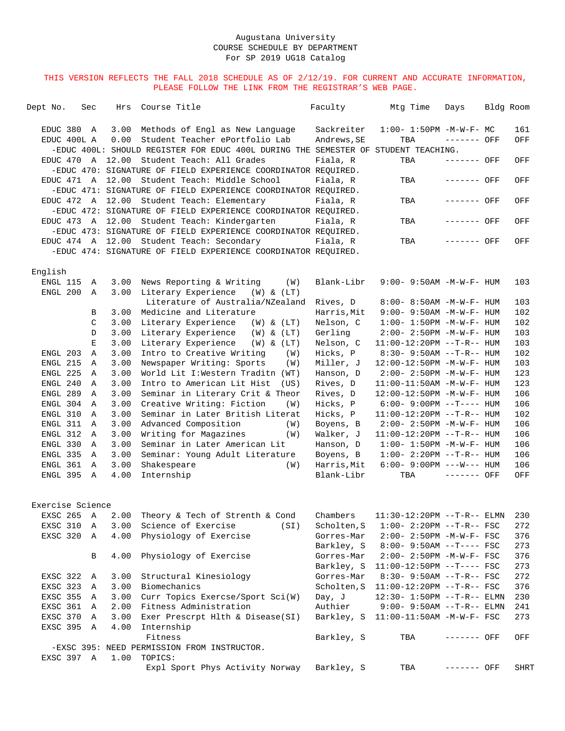Augustana University
COURSE SCHEDULE BY DEPARTMENT
For SP 2019 UG18 Catalog

THIS VERSION REFLECTS THE FALL 2018 SCHEDULE AS OF 2/12/19. FOR CURRENT AND ACCURATE INFORMATION, PLEASE FOLLOW THE LINK FROM THE REGISTRAR'S WEB PAGE.

| Dept No. | Sec | Hrs | Course Title | Faculty | Mtg Time | Days | Bldg | Room |
|---|---|---|---|---|---|---|---|---|
| EDUC 380 | A | 3.00 | Methods of Engl as New Language | Sackreiter | 1:00- 1:50PM | -M-W-F- | MC | 161 |
| EDUC 400L | A | 0.00 | Student Teacher ePortfolio Lab | Andrews,SE | TBA | ------- | OFF | OFF |
| -EDUC 400L: SHOULD REGISTER FOR EDUC 400L DURING THE SEMESTER OF STUDENT TEACHING. | | | | | | | | |
| EDUC 470 | A | 12.00 | Student Teach: All Grades | Fiala, R | TBA | ------- | OFF | OFF |
| -EDUC 470: SIGNATURE OF FIELD EXPERIENCE COORDINATOR REQUIRED. | | | | | | | | |
| EDUC 471 | A | 12.00 | Student Teach: Middle School | Fiala, R | TBA | ------- | OFF | OFF |
| -EDUC 471: SIGNATURE OF FIELD EXPERIENCE COORDINATOR REQUIRED. | | | | | | | | |
| EDUC 472 | A | 12.00 | Student Teach: Elementary | Fiala, R | TBA | ------- | OFF | OFF |
| -EDUC 472: SIGNATURE OF FIELD EXPERIENCE COORDINATOR REQUIRED. | | | | | | | | |
| EDUC 473 | A | 12.00 | Student Teach: Kindergarten | Fiala, R | TBA | ------- | OFF | OFF |
| -EDUC 473: SIGNATURE OF FIELD EXPERIENCE COORDINATOR REQUIRED. | | | | | | | | |
| EDUC 474 | A | 12.00 | Student Teach: Secondary | Fiala, R | TBA | ------- | OFF | OFF |
| -EDUC 474: SIGNATURE OF FIELD EXPERIENCE COORDINATOR REQUIRED. | | | | | | | | |

## English

| Dept No. | Sec | Hrs | Course Title | Faculty | Mtg Time | Days | Bldg | Room |
|---|---|---|---|---|---|---|---|---|
| ENGL 115 | A | 3.00 | News Reporting & Writing (W) | Blank-Libr | 9:00- 9:50AM | -M-W-F- | HUM | 103 |
| ENGL 200 | A | 3.00 | Literary Experience (W) & (LT) | | | | | |
| | | | Literature of Australia/NZealand | Rives, D | 8:00- 8:50AM | -M-W-F- | HUM | 103 |
| | B | 3.00 | Medicine and Literature | Harris,Mit | 9:00- 9:50AM | -M-W-F- | HUM | 102 |
| | C | 3.00 | Literary Experience (W) & (LT) | Nelson, C | 1:00- 1:50PM | -M-W-F- | HUM | 102 |
| | D | 3.00 | Literary Experience (W) & (LT) | Gerling | 2:00- 2:50PM | -M-W-F- | HUM | 103 |
| | E | 3.00 | Literary Experience (W) & (LT) | Nelson, C | 11:00-12:20PM | --T-R-- | HUM | 103 |
| ENGL 203 | A | 3.00 | Intro to Creative Writing (W) | Hicks, P | 8:30- 9:50AM | --T-R-- | HUM | 102 |
| ENGL 215 | A | 3.00 | Newspaper Writing: Sports (W) | Miller, J | 12:00-12:50PM | -M-W-F- | HUM | 103 |
| ENGL 225 | A | 3.00 | World Lit I:Western Traditn (WT) | Hanson, D | 2:00- 2:50PM | -M-W-F- | HUM | 123 |
| ENGL 240 | A | 3.00 | Intro to American Lit Hist (US) | Rives, D | 11:00-11:50AM | -M-W-F- | HUM | 123 |
| ENGL 289 | A | 3.00 | Seminar in Literary Crit & Theor | Rives, D | 12:00-12:50PM | -M-W-F- | HUM | 106 |
| ENGL 304 | A | 3.00 | Creative Writing: Fiction (W) | Hicks, P | 6:00- 9:00PM | --T---- | HUM | 106 |
| ENGL 310 | A | 3.00 | Seminar in Later British Literat | Hicks, P | 11:00-12:20PM | --T-R-- | HUM | 102 |
| ENGL 311 | A | 3.00 | Advanced Composition (W) | Boyens, B | 2:00- 2:50PM | -M-W-F- | HUM | 106 |
| ENGL 312 | A | 3.00 | Writing for Magazines (W) | Walker, J | 11:00-12:20PM | --T-R-- | HUM | 106 |
| ENGL 330 | A | 3.00 | Seminar in Later American Lit | Hanson, D | 1:00- 1:50PM | -M-W-F- | HUM | 106 |
| ENGL 335 | A | 3.00 | Seminar: Young Adult Literature | Boyens, B | 1:00- 2:20PM | --T-R-- | HUM | 106 |
| ENGL 361 | A | 3.00 | Shakespeare (W) | Harris,Mit | 6:00- 9:00PM | ---W--- | HUM | 106 |
| ENGL 395 | A | 4.00 | Internship | Blank-Libr | TBA | ------- | OFF | OFF |

## Exercise Science

| Dept No. | Sec | Hrs | Course Title | Faculty | Mtg Time | Days | Bldg | Room |
|---|---|---|---|---|---|---|---|---|
| EXSC 265 | A | 2.00 | Theory & Tech of Strenth & Cond | Chambers | 11:30-12:20PM | --T-R-- | ELMN | 230 |
| EXSC 310 | A | 3.00 | Science of Exercise (SI) | Scholten,S | 1:00- 2:20PM | --T-R-- | FSC | 272 |
| EXSC 320 | A | 4.00 | Physiology of Exercise | Gorres-Mar | 2:00- 2:50PM | -M-W-F- | FSC | 376 |
| | | | | Barkley, S | 8:00- 9:50AM | --T---- | FSC | 273 |
| | B | 4.00 | Physiology of Exercise | Gorres-Mar | 2:00- 2:50PM | -M-W-F- | FSC | 376 |
| | | | | Barkley, S | 11:00-12:50PM | --T---- | FSC | 273 |
| EXSC 322 | A | 3.00 | Structural Kinesiology | Gorres-Mar | 8:30- 9:50AM | --T-R-- | FSC | 272 |
| EXSC 323 | A | 3.00 | Biomechanics | Scholten,S | 11:00-12:20PM | --T-R-- | FSC | 376 |
| EXSC 355 | A | 3.00 | Curr Topics Exercse/Sport Sci(W) | Day, J | 12:30- 1:50PM | --T-R-- | ELMN | 230 |
| EXSC 361 | A | 2.00 | Fitness Administration | Authier | 9:00- 9:50AM | --T-R-- | ELMN | 241 |
| EXSC 370 | A | 3.00 | Exer Prescrpt Hlth & Disease(SI) | Barkley, S | 11:00-11:50AM | -M-W-F- | FSC | 273 |
| EXSC 395 | A | 4.00 | Internship | | | | | |
| | | | Fitness | Barkley, S | TBA | ------- | OFF | OFF |
| -EXSC 395: NEED PERMISSION FROM INSTRUCTOR. | | | | | | | | |
| EXSC 397 | A | 1.00 | TOPICS: | | | | | |
| | | | Expl Sport Phys Activity Norway | Barkley, S | TBA | ------- | OFF | SHRT |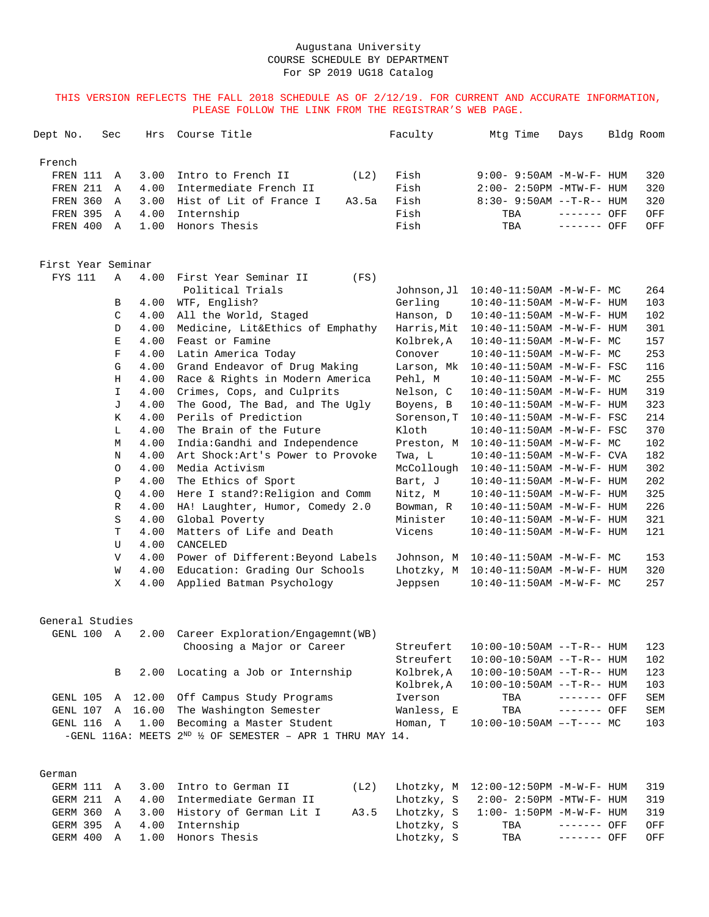Augustana University
COURSE SCHEDULE BY DEPARTMENT
For SP 2019 UG18 Catalog

THIS VERSION REFLECTS THE FALL 2018 SCHEDULE AS OF 2/12/19. FOR CURRENT AND ACCURATE INFORMATION, PLEASE FOLLOW THE LINK FROM THE REGISTRAR'S WEB PAGE.

| Dept No. | Sec | Hrs | Course Title | | Faculty | Mtg Time | Days | Bldg | Room |
|---|---|---|---|---|---|---|---|---|---|
| **French** | | | | | | | | | |
| FREN 111 | A | 3.00 | Intro to French II | (L2) | Fish | 9:00- 9:50AM | -M-W-F- | HUM | 320 |
| FREN 211 | A | 4.00 | Intermediate French II | | Fish | 2:00- 2:50PM | -MTW-F- | HUM | 320 |
| FREN 360 | A | 3.00 | Hist of Lit of France I | A3.5a | Fish | 8:30- 9:50AM | --T-R-- | HUM | 320 |
| FREN 395 | A | 4.00 | Internship | | Fish | TBA | ------- | OFF | OFF |
| FREN 400 | A | 1.00 | Honors Thesis | | Fish | TBA | ------- | OFF | OFF |
| **First Year Seminar** | | | | | | | | | |
| FYS 111 | A | 4.00 | First Year Seminar II | (FS) | | | | | |
| | | | Political Trials | | Johnson,Jl | 10:40-11:50AM | -M-W-F- | MC | 264 |
| | B | 4.00 | WTF, English? | | Gerling | 10:40-11:50AM | -M-W-F- | HUM | 103 |
| | C | 4.00 | All the World, Staged | | Hanson, D | 10:40-11:50AM | -M-W-F- | HUM | 102 |
| | D | 4.00 | Medicine, Lit&Ethics of Emphathy | | Harris,Mit | 10:40-11:50AM | -M-W-F- | HUM | 301 |
| | E | 4.00 | Feast or Famine | | Kolbrek,A | 10:40-11:50AM | -M-W-F- | MC | 157 |
| | F | 4.00 | Latin America Today | | Conover | 10:40-11:50AM | -M-W-F- | MC | 253 |
| | G | 4.00 | Grand Endeavor of Drug Making | | Larson, Mk | 10:40-11:50AM | -M-W-F- | FSC | 116 |
| | H | 4.00 | Race & Rights in Modern America | | Pehl, M | 10:40-11:50AM | -M-W-F- | MC | 255 |
| | I | 4.00 | Crimes, Cops, and Culprits | | Nelson, C | 10:40-11:50AM | -M-W-F- | HUM | 319 |
| | J | 4.00 | The Good, The Bad, and The Ugly | | Boyens, B | 10:40-11:50AM | -M-W-F- | HUM | 323 |
| | K | 4.00 | Perils of Prediction | | Sorenson,T | 10:40-11:50AM | -M-W-F- | FSC | 214 |
| | L | 4.00 | The Brain of the Future | | Kloth | 10:40-11:50AM | -M-W-F- | FSC | 370 |
| | M | 4.00 | India:Gandhi and Independence | | Preston, M | 10:40-11:50AM | -M-W-F- | MC | 102 |
| | N | 4.00 | Art Shock:Art's Power to Provoke | | Twa, L | 10:40-11:50AM | -M-W-F- | CVA | 182 |
| | O | 4.00 | Media Activism | | McCollough | 10:40-11:50AM | -M-W-F- | HUM | 302 |
| | P | 4.00 | The Ethics of Sport | | Bart, J | 10:40-11:50AM | -M-W-F- | HUM | 202 |
| | Q | 4.00 | Here I stand?:Religion and Comm | | Nitz, M | 10:40-11:50AM | -M-W-F- | HUM | 325 |
| | R | 4.00 | HA! Laughter, Humor, Comedy 2.0 | | Bowman, R | 10:40-11:50AM | -M-W-F- | HUM | 226 |
| | S | 4.00 | Global Poverty | | Minister | 10:40-11:50AM | -M-W-F- | HUM | 321 |
| | T | 4.00 | Matters of Life and Death | | Vicens | 10:40-11:50AM | -M-W-F- | HUM | 121 |
| | U | 4.00 | CANCELED | | | | | | |
| | V | 4.00 | Power of Different:Beyond Labels | | Johnson, M | 10:40-11:50AM | -M-W-F- | MC | 153 |
| | W | 4.00 | Education: Grading Our Schools | | Lhotzky, M | 10:40-11:50AM | -M-W-F- | HUM | 320 |
| | X | 4.00 | Applied Batman Psychology | | Jeppsen | 10:40-11:50AM | -M-W-F- | MC | 257 |
| **General Studies** | | | | | | | | | |
| GENL 100 | A | 2.00 | Career Exploration/Engagemnt | (WB) | | | | | |
| | | | Choosing a Major or Career | | Streufert | 10:00-10:50AM | --T-R-- | HUM | 123 |
| | | | | | Streufert | 10:00-10:50AM | --T-R-- | HUM | 102 |
| | B | 2.00 | Locating a Job or Internship | | Kolbrek,A | 10:00-10:50AM | --T-R-- | HUM | 123 |
| | | | | | Kolbrek,A | 10:00-10:50AM | --T-R-- | HUM | 103 |
| GENL 105 | A | 12.00 | Off Campus Study Programs | | Iverson | TBA | ------- | OFF | SEM |
| GENL 107 | A | 16.00 | The Washington Semester | | Wanless, E | TBA | ------- | OFF | SEM |
| GENL 116 | A | 1.00 | Becoming a Master Student | | Homan, T | 10:00-10:50AM | --T---- | MC | 103 |

-GENL 116A: MEETS 2ND ½ OF SEMESTER – APR 1 THRU MAY 14.

| Dept No. | Sec | Hrs | Course Title | | Faculty | Mtg Time | Days | Bldg | Room |
|---|---|---|---|---|---|---|---|---|---|
| **German** | | | | | | | | | |
| GERM 111 | A | 3.00 | Intro to German II | (L2) | Lhotzky, M | 12:00-12:50PM | -M-W-F- | HUM | 319 |
| GERM 211 | A | 4.00 | Intermediate German II | | Lhotzky, S | 2:00- 2:50PM | -MTW-F- | HUM | 319 |
| GERM 360 | A | 3.00 | History of German Lit I | A3.5 | Lhotzky, S | 1:00- 1:50PM | -M-W-F- | HUM | 319 |
| GERM 395 | A | 4.00 | Internship | | Lhotzky, S | TBA | ------- | OFF | OFF |
| GERM 400 | A | 1.00 | Honors Thesis | | Lhotzky, S | TBA | ------- | OFF | OFF |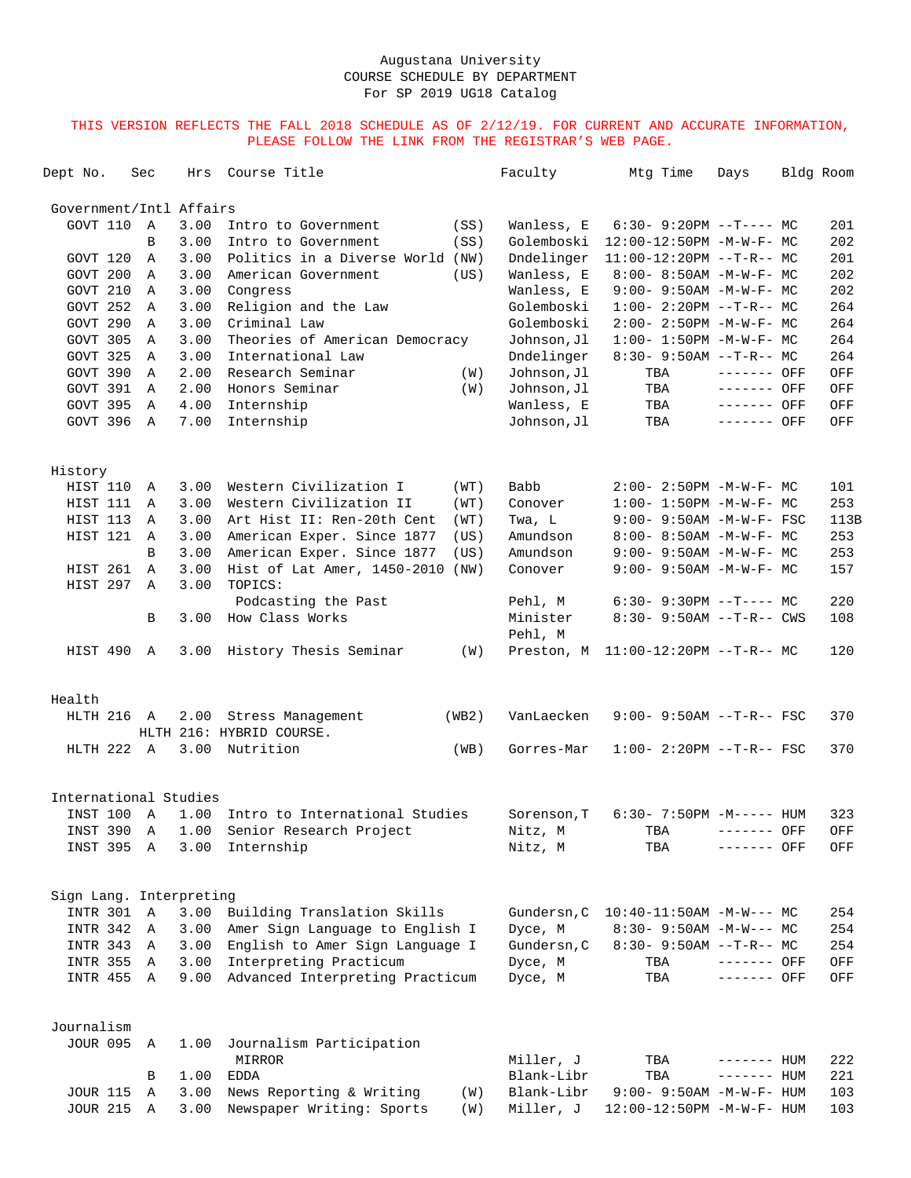Augustana University
COURSE SCHEDULE BY DEPARTMENT
For SP 2019 UG18 Catalog

THIS VERSION REFLECTS THE FALL 2018 SCHEDULE AS OF 2/12/19. FOR CURRENT AND ACCURATE INFORMATION, PLEASE FOLLOW THE LINK FROM THE REGISTRAR'S WEB PAGE.

| Dept No. | Sec | Hrs | Course Title | | Faculty | Mtg Time | Days | Bldg | Room |
|---|---|---|---|---|---|---|---|---|---|
| **Government/Intl Affairs** | | | | | | | | | |
| GOVT 110 | A | 3.00 | Intro to Government | (SS) | Wanless, E | 6:30- 9:20PM | --T---- | MC | 201 |
| | B | 3.00 | Intro to Government | (SS) | Golemboski | 12:00-12:50PM | -M-W-F- | MC | 202 |
| GOVT 120 | A | 3.00 | Politics in a Diverse World | (NW) | Dndelinger | 11:00-12:20PM | --T-R-- | MC | 201 |
| GOVT 200 | A | 3.00 | American Government | (US) | Wanless, E | 8:00- 8:50AM | -M-W-F- | MC | 202 |
| GOVT 210 | A | 3.00 | Congress | | Wanless, E | 9:00- 9:50AM | -M-W-F- | MC | 202 |
| GOVT 252 | A | 3.00 | Religion and the Law | | Golemboski | 1:00- 2:20PM | --T-R-- | MC | 264 |
| GOVT 290 | A | 3.00 | Criminal Law | | Golemboski | 2:00- 2:50PM | -M-W-F- | MC | 264 |
| GOVT 305 | A | 3.00 | Theories of American Democracy | | Johnson,Jl | 1:00- 1:50PM | -M-W-F- | MC | 264 |
| GOVT 325 | A | 3.00 | International Law | | Dndelinger | 8:30- 9:50AM | --T-R-- | MC | 264 |
| GOVT 390 | A | 2.00 | Research Seminar | (W) | Johnson,Jl | TBA | ------- | OFF | OFF |
| GOVT 391 | A | 2.00 | Honors Seminar | (W) | Johnson,Jl | TBA | ------- | OFF | OFF |
| GOVT 395 | A | 4.00 | Internship | | Wanless, E | TBA | ------- | OFF | OFF |
| GOVT 396 | A | 7.00 | Internship | | Johnson,Jl | TBA | ------- | OFF | OFF |
| **History** | | | | | | | | | |
| HIST 110 | A | 3.00 | Western Civilization I | (WT) | Babb | 2:00- 2:50PM | -M-W-F- | MC | 101 |
| HIST 111 | A | 3.00 | Western Civilization II | (WT) | Conover | 1:00- 1:50PM | -M-W-F- | MC | 253 |
| HIST 113 | A | 3.00 | Art Hist II: Ren-20th Cent | (WT) | Twa, L | 9:00- 9:50AM | -M-W-F- | FSC | 113B |
| HIST 121 | A | 3.00 | American Exper. Since 1877 | (US) | Amundson | 8:00- 8:50AM | -M-W-F- | MC | 253 |
| | B | 3.00 | American Exper. Since 1877 | (US) | Amundson | 9:00- 9:50AM | -M-W-F- | MC | 253 |
| HIST 261 | A | 3.00 | Hist of Lat Amer, 1450-2010 | (NW) | Conover | 9:00- 9:50AM | -M-W-F- | MC | 157 |
| HIST 297 | A | 3.00 | TOPICS: | | | | | | |
| | | | Podcasting the Past | | Pehl, M | 6:30- 9:30PM | --T---- | MC | 220 |
| | B | 3.00 | How Class Works | | Minister<br>Pehl, M | 8:30- 9:50AM | --T-R-- | CWS | 108 |
| HIST 490 | A | 3.00 | History Thesis Seminar | (W) | Preston, M | 11:00-12:20PM | --T-R-- | MC | 120 |
| **Health** | | | | | | | | | |
| HLTH 216 | A | 2.00 | Stress Management | (WB2) | VanLaecken | 9:00- 9:50AM | --T-R-- | FSC | 370 |
| | | | HLTH 216: HYBRID COURSE. | | | | | | |
| HLTH 222 | A | 3.00 | Nutrition | (WB) | Gorres-Mar | 1:00- 2:20PM | --T-R-- | FSC | 370 |
| **International Studies** | | | | | | | | | |
| INST 100 | A | 1.00 | Intro to International Studies | | Sorenson,T | 6:30- 7:50PM | -M----- | HUM | 323 |
| INST 390 | A | 1.00 | Senior Research Project | | Nitz, M | TBA | ------- | OFF | OFF |
| INST 395 | A | 3.00 | Internship | | Nitz, M | TBA | ------- | OFF | OFF |
| **Sign Lang. Interpreting** | | | | | | | | | |
| INTR 301 | A | 3.00 | Building Translation Skills | | Gundersn,C | 10:40-11:50AM | -M-W--- | MC | 254 |
| INTR 342 | A | 3.00 | Amer Sign Language to English I | | Dyce, M | 8:30- 9:50AM | -M-W--- | MC | 254 |
| INTR 343 | A | 3.00 | English to Amer Sign Language I | | Gundersn,C | 8:30- 9:50AM | --T-R-- | MC | 254 |
| INTR 355 | A | 3.00 | Interpreting Practicum | | Dyce, M | TBA | ------- | OFF | OFF |
| INTR 455 | A | 9.00 | Advanced Interpreting Practicum | | Dyce, M | TBA | ------- | OFF | OFF |
| **Journalism** | | | | | | | | | |
| JOUR 095 | A | 1.00 | Journalism Participation | | | | | | |
| | | | MIRROR | | Miller, J | TBA | ------- | HUM | 222 |
| | B | 1.00 | EDDA | | Blank-Libr | TBA | ------- | HUM | 221 |
| JOUR 115 | A | 3.00 | News Reporting & Writing | (W) | Blank-Libr | 9:00- 9:50AM | -M-W-F- | HUM | 103 |
| JOUR 215 | A | 3.00 | Newspaper Writing: Sports | (W) | Miller, J | 12:00-12:50PM | -M-W-F- | HUM | 103 |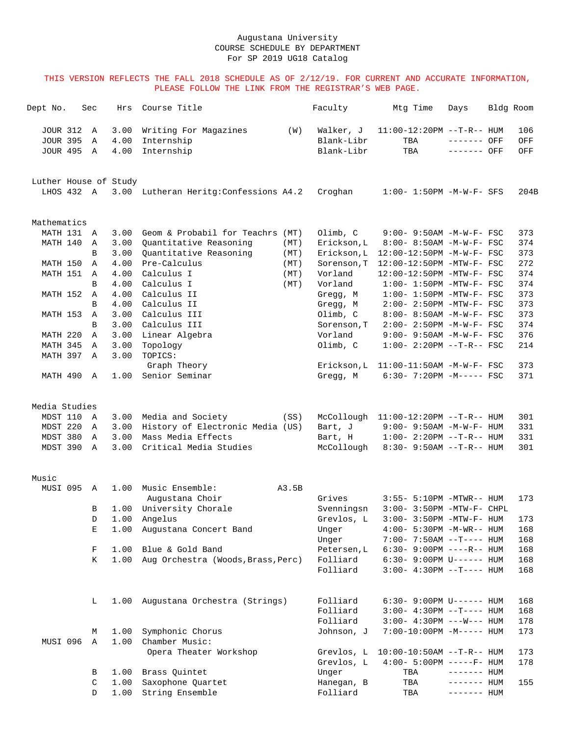Augustana University
COURSE SCHEDULE BY DEPARTMENT
For SP 2019 UG18 Catalog

THIS VERSION REFLECTS THE FALL 2018 SCHEDULE AS OF 2/12/19. FOR CURRENT AND ACCURATE INFORMATION, PLEASE FOLLOW THE LINK FROM THE REGISTRAR'S WEB PAGE.

| Dept No. | Sec | Hrs | Course Title | | Faculty | Mtg Time | Days | Bldg | Room |
|---|---|---|---|---|---|---|---|---|---|
| JOUR 312 | A | 3.00 | Writing For Magazines | (W) | Walker, J | 11:00-12:20PM | --T-R-- | HUM | 106 |
| JOUR 395 | A | 4.00 | Internship | | Blank-Libr | TBA | ------- | OFF | OFF |
| JOUR 495 | A | 4.00 | Internship | | Blank-Libr | TBA | ------- | OFF | OFF |
| **Luther House of Study** | | | | | | | | | |
| LHOS 432 | A | 3.00 | Lutheran Heritg:Confessions | A4.2 | Croghan | 1:00- 1:50PM | -M-W-F- | SFS | 204B |
| **Mathematics** | | | | | | | | | |
| MATH 131 | A | 3.00 | Geom & Probabil for Teachrs | (MT) | Olimb, C | 9:00- 9:50AM | -M-W-F- | FSC | 373 |
| MATH 140 | A | 3.00 | Quantitative Reasoning | (MT) | Erickson,L | 8:00- 8:50AM | -M-W-F- | FSC | 374 |
| | B | 3.00 | Quantitative Reasoning | (MT) | Erickson,L | 12:00-12:50PM | -M-W-F- | FSC | 373 |
| MATH 150 | A | 4.00 | Pre-Calculus | (MT) | Sorenson,T | 12:00-12:50PM | -MTW-F- | FSC | 272 |
| MATH 151 | A | 4.00 | Calculus I | (MT) | Vorland | 12:00-12:50PM | -MTW-F- | FSC | 374 |
| | B | 4.00 | Calculus I | (MT) | Vorland | 1:00- 1:50PM | -MTW-F- | FSC | 374 |
| MATH 152 | A | 4.00 | Calculus II | | Gregg, M | 1:00- 1:50PM | -MTW-F- | FSC | 373 |
| | B | 4.00 | Calculus II | | Gregg, M | 2:00- 2:50PM | -MTW-F- | FSC | 373 |
| MATH 153 | A | 3.00 | Calculus III | | Olimb, C | 8:00- 8:50AM | -M-W-F- | FSC | 373 |
| | B | 3.00 | Calculus III | | Sorenson,T | 2:00- 2:50PM | -M-W-F- | FSC | 374 |
| MATH 220 | A | 3.00 | Linear Algebra | | Vorland | 9:00- 9:50AM | -M-W-F- | FSC | 376 |
| MATH 345 | A | 3.00 | Topology | | Olimb, C | 1:00- 2:20PM | --T-R-- | FSC | 214 |
| MATH 397 | A | 3.00 | TOPICS: Graph Theory | | Erickson,L | 11:00-11:50AM | -M-W-F- | FSC | 373 |
| MATH 490 | A | 1.00 | Senior Seminar | | Gregg, M | 6:30- 7:20PM | -M----- | FSC | 371 |
| **Media Studies** | | | | | | | | | |
| MDST 110 | A | 3.00 | Media and Society | (SS) | McCollough | 11:00-12:20PM | --T-R-- | HUM | 301 |
| MDST 220 | A | 3.00 | History of Electronic Media | (US) | Bart, J | 9:00- 9:50AM | -M-W-F- | HUM | 331 |
| MDST 380 | A | 3.00 | Mass Media Effects | | Bart, H | 1:00- 2:20PM | --T-R-- | HUM | 331 |
| MDST 390 | A | 3.00 | Critical Media Studies | | McCollough | 8:30- 9:50AM | --T-R-- | HUM | 301 |
| **Music** | | | | | | | | | |
| MUSI 095 | A | 1.00 | Music Ensemble: Augustana Choir | A3.5B | Grives | 3:55- 5:10PM | -MTWR-- | HUM | 173 |
| | B | 1.00 | University Chorale | | Svenningsn | 3:00- 3:50PM | -MTW-F- | CHPL | |
| | D | 1.00 | Angelus | | Grevlos, L | 3:00- 3:50PM | -MTW-F- | HUM | 173 |
| | E | 1.00 | Augustana Concert Band | | Unger | 4:00- 5:30PM | -M-WR-- | HUM | 168 |
| | | | | | Unger | 7:00- 7:50AM | --T---- | HUM | 168 |
| | F | 1.00 | Blue & Gold Band | | Petersen,L | 6:30- 9:00PM | ----R-- | HUM | 168 |
| | K | 1.00 | Aug Orchestra (Woods,Brass,Perc) | | Folliard | 6:30- 9:00PM | U------ | HUM | 168 |
| | | | | | Folliard | 3:00- 4:30PM | --T---- | HUM | 168 |
| | L | 1.00 | Augustana Orchestra (Strings) | | Folliard | 6:30- 9:00PM | U------ | HUM | 168 |
| | | | | | Folliard | 3:00- 4:30PM | --T---- | HUM | 168 |
| | | | | | Folliard | 3:00- 4:30PM | ---W--- | HUM | 178 |
| | M | 1.00 | Symphonic Chorus | | Johnson, J | 7:00-10:00PM | -M----- | HUM | 173 |
| MUSI 096 | A | 1.00 | Chamber Music: Opera Theater Workshop | | Grevlos, L | 10:00-10:50AM | --T-R-- | HUM | 173 |
| | | | | | Grevlos, L | 4:00- 5:00PM | -----F- | HUM | 178 |
| | B | 1.00 | Brass Quintet | | Unger | TBA | ------- | HUM | |
| | C | 1.00 | Saxophone Quartet | | Hanegan, B | TBA | ------- | HUM | 155 |
| | D | 1.00 | String Ensemble | | Folliard | TBA | ------- | HUM | |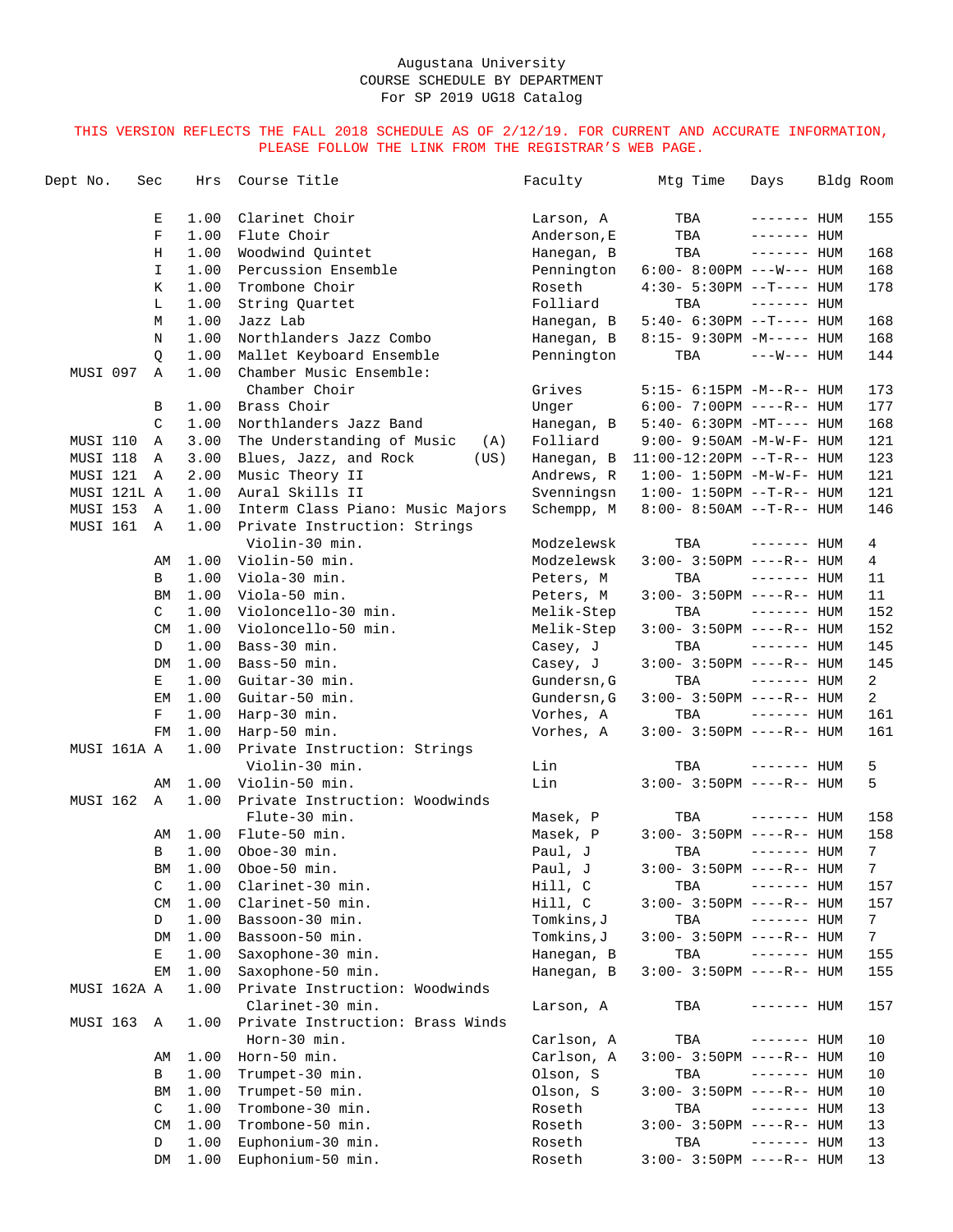Augustana University
COURSE SCHEDULE BY DEPARTMENT
For SP 2019 UG18 Catalog

THIS VERSION REFLECTS THE FALL 2018 SCHEDULE AS OF 2/12/19. FOR CURRENT AND ACCURATE INFORMATION, PLEASE FOLLOW THE LINK FROM THE REGISTRAR'S WEB PAGE.

| Dept No. | Sec | Hrs | Course Title | Faculty | Mtg Time | Days | Bldg | Room |
|---|---|---|---|---|---|---|---|---|
| | E | 1.00 | Clarinet Choir | Larson, A | TBA | ------- | HUM | 155 |
| | F | 1.00 | Flute Choir | Anderson,E | TBA | ------- | HUM | |
| | H | 1.00 | Woodwind Quintet | Hanegan, B | TBA | ------- | HUM | 168 |
| | I | 1.00 | Percussion Ensemble | Pennington | 6:00- 8:00PM | ---W--- | HUM | 168 |
| | K | 1.00 | Trombone Choir | Roseth | 4:30- 5:30PM | --T---- | HUM | 178 |
| | L | 1.00 | String Quartet | Folliard | TBA | ------- | HUM | |
| | M | 1.00 | Jazz Lab | Hanegan, B | 5:40- 6:30PM | --T---- | HUM | 168 |
| | N | 1.00 | Northlanders Jazz Combo | Hanegan, B | 8:15- 9:30PM | -M----- | HUM | 168 |
| | Q | 1.00 | Mallet Keyboard Ensemble | Pennington | TBA | ---W--- | HUM | 144 |
| MUSI 097 | A | 1.00 | Chamber Music Ensemble: Chamber Choir | Grives | 5:15- 6:15PM | -M--R-- | HUM | 173 |
| | B | 1.00 | Brass Choir | Unger | 6:00- 7:00PM | ----R-- | HUM | 177 |
| | C | 1.00 | Northlanders Jazz Band | Hanegan, B | 5:40- 6:30PM | -MT---- | HUM | 168 |
| MUSI 110 | A | 3.00 | The Understanding of Music (A) | Folliard | 9:00- 9:50AM | -M-W-F- | HUM | 121 |
| MUSI 118 | A | 3.00 | Blues, Jazz, and Rock (US) | Hanegan, B | 11:00-12:20PM | --T-R-- | HUM | 123 |
| MUSI 121 | A | 2.00 | Music Theory II | Andrews, R | 1:00- 1:50PM | -M-W-F- | HUM | 121 |
| MUSI 121L | A | 1.00 | Aural Skills II | Svenningsn | 1:00- 1:50PM | --T-R-- | HUM | 121 |
| MUSI 153 | A | 1.00 | Interm Class Piano: Music Majors | Schempp, M | 8:00- 8:50AM | --T-R-- | HUM | 146 |
| MUSI 161 | A | 1.00 | Private Instruction: Strings Violin-30 min. | Modzelewsk | TBA | ------- | HUM | 4 |
| | AM | 1.00 | Violin-50 min. | Modzelewsk | 3:00- 3:50PM | ----R-- | HUM | 4 |
| | B | 1.00 | Viola-30 min. | Peters, M | TBA | ------- | HUM | 11 |
| | BM | 1.00 | Viola-50 min. | Peters, M | 3:00- 3:50PM | ----R-- | HUM | 11 |
| | C | 1.00 | Violoncello-30 min. | Melik-Step | TBA | ------- | HUM | 152 |
| | CM | 1.00 | Violoncello-50 min. | Melik-Step | 3:00- 3:50PM | ----R-- | HUM | 152 |
| | D | 1.00 | Bass-30 min. | Casey, J | TBA | ------- | HUM | 145 |
| | DM | 1.00 | Bass-50 min. | Casey, J | 3:00- 3:50PM | ----R-- | HUM | 145 |
| | E | 1.00 | Guitar-30 min. | Gundersn,G | TBA | ------- | HUM | 2 |
| | EM | 1.00 | Guitar-50 min. | Gundersn,G | 3:00- 3:50PM | ----R-- | HUM | 2 |
| | F | 1.00 | Harp-30 min. | Vorhes, A | TBA | ------- | HUM | 161 |
| | FM | 1.00 | Harp-50 min. | Vorhes, A | 3:00- 3:50PM | ----R-- | HUM | 161 |
| MUSI 161A | A | 1.00 | Private Instruction: Strings Violin-30 min. | Lin | TBA | ------- | HUM | 5 |
| | AM | 1.00 | Violin-50 min. | Lin | 3:00- 3:50PM | ----R-- | HUM | 5 |
| MUSI 162 | A | 1.00 | Private Instruction: Woodwinds Flute-30 min. | Masek, P | TBA | ------- | HUM | 158 |
| | AM | 1.00 | Flute-50 min. | Masek, P | 3:00- 3:50PM | ----R-- | HUM | 158 |
| | B | 1.00 | Oboe-30 min. | Paul, J | TBA | ------- | HUM | 7 |
| | BM | 1.00 | Oboe-50 min. | Paul, J | 3:00- 3:50PM | ----R-- | HUM | 7 |
| | C | 1.00 | Clarinet-30 min. | Hill, C | TBA | ------- | HUM | 157 |
| | CM | 1.00 | Clarinet-50 min. | Hill, C | 3:00- 3:50PM | ----R-- | HUM | 157 |
| | D | 1.00 | Bassoon-30 min. | Tomkins,J | TBA | ------- | HUM | 7 |
| | DM | 1.00 | Bassoon-50 min. | Tomkins,J | 3:00- 3:50PM | ----R-- | HUM | 7 |
| | E | 1.00 | Saxophone-30 min. | Hanegan, B | TBA | ------- | HUM | 155 |
| | EM | 1.00 | Saxophone-50 min. | Hanegan, B | 3:00- 3:50PM | ----R-- | HUM | 155 |
| MUSI 162A | A | 1.00 | Private Instruction: Woodwinds Clarinet-30 min. | Larson, A | TBA | ------- | HUM | 157 |
| MUSI 163 | A | 1.00 | Private Instruction: Brass Winds Horn-30 min. | Carlson, A | TBA | ------- | HUM | 10 |
| | AM | 1.00 | Horn-50 min. | Carlson, A | 3:00- 3:50PM | ----R-- | HUM | 10 |
| | B | 1.00 | Trumpet-30 min. | Olson, S | TBA | ------- | HUM | 10 |
| | BM | 1.00 | Trumpet-50 min. | Olson, S | 3:00- 3:50PM | ----R-- | HUM | 10 |
| | C | 1.00 | Trombone-30 min. | Roseth | TBA | ------- | HUM | 13 |
| | CM | 1.00 | Trombone-50 min. | Roseth | 3:00- 3:50PM | ----R-- | HUM | 13 |
| | D | 1.00 | Euphonium-30 min. | Roseth | TBA | ------- | HUM | 13 |
| | DM | 1.00 | Euphonium-50 min. | Roseth | 3:00- 3:50PM | ----R-- | HUM | 13 |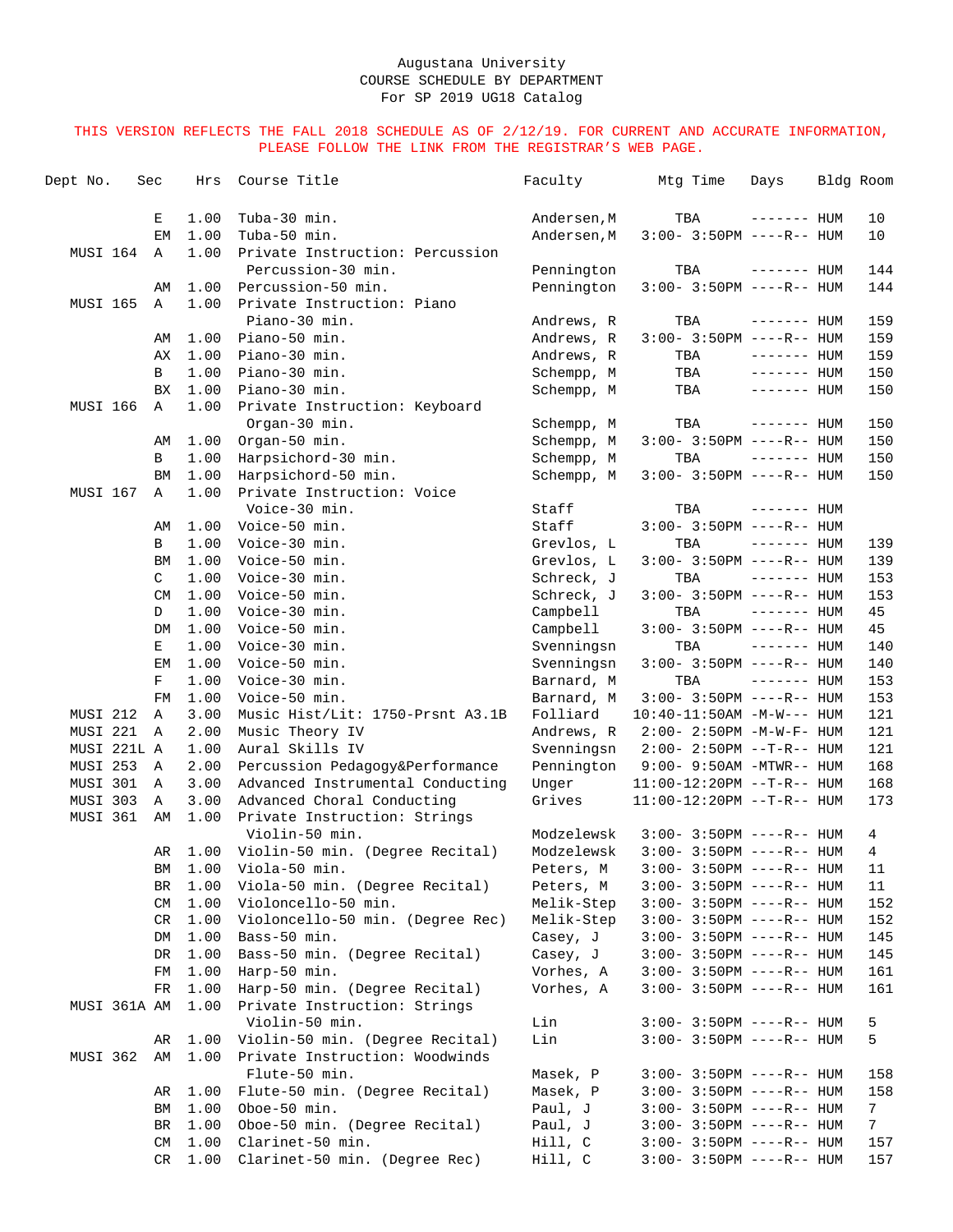Augustana University
COURSE SCHEDULE BY DEPARTMENT
For SP 2019 UG18 Catalog

THIS VERSION REFLECTS THE FALL 2018 SCHEDULE AS OF 2/12/19. FOR CURRENT AND ACCURATE INFORMATION, PLEASE FOLLOW THE LINK FROM THE REGISTRAR'S WEB PAGE.

| Dept No. | Sec | Hrs | Course Title | Faculty | Mtg Time | Days | Bldg | Room |
|---|---|---|---|---|---|---|---|---|
| | E | 1.00 | Tuba-30 min. | Andersen,M | TBA | ------- | HUM | 10 |
| | EM | 1.00 | Tuba-50 min. | Andersen,M | 3:00- 3:50PM | ----R-- | HUM | 10 |
| MUSI 164 | A | 1.00 | Private Instruction: Percussion | | | | | |
| | | | Percussion-30 min. | Pennington | TBA | ------- | HUM | 144 |
| | AM | 1.00 | Percussion-50 min. | Pennington | 3:00- 3:50PM | ----R-- | HUM | 144 |
| MUSI 165 | A | 1.00 | Private Instruction: Piano | | | | | |
| | | | Piano-30 min. | Andrews, R | TBA | ------- | HUM | 159 |
| | AM | 1.00 | Piano-50 min. | Andrews, R | 3:00- 3:50PM | ----R-- | HUM | 159 |
| | AX | 1.00 | Piano-30 min. | Andrews, R | TBA | ------- | HUM | 159 |
| | B | 1.00 | Piano-30 min. | Schempp, M | TBA | ------- | HUM | 150 |
| | BX | 1.00 | Piano-30 min. | Schempp, M | TBA | ------- | HUM | 150 |
| MUSI 166 | A | 1.00 | Private Instruction: Keyboard | | | | | |
| | | | Organ-30 min. | Schempp, M | TBA | ------- | HUM | 150 |
| | AM | 1.00 | Organ-50 min. | Schempp, M | 3:00- 3:50PM | ----R-- | HUM | 150 |
| | B | 1.00 | Harpsichord-30 min. | Schempp, M | TBA | ------- | HUM | 150 |
| | BM | 1.00 | Harpsichord-50 min. | Schempp, M | 3:00- 3:50PM | ----R-- | HUM | 150 |
| MUSI 167 | A | 1.00 | Private Instruction: Voice | | | | | |
| | | | Voice-30 min. | Staff | TBA | ------- | HUM | |
| | AM | 1.00 | Voice-50 min. | Staff | 3:00- 3:50PM | ----R-- | HUM | |
| | B | 1.00 | Voice-30 min. | Grevlos, L | TBA | ------- | HUM | 139 |
| | BM | 1.00 | Voice-50 min. | Grevlos, L | 3:00- 3:50PM | ----R-- | HUM | 139 |
| | C | 1.00 | Voice-30 min. | Schreck, J | TBA | ------- | HUM | 153 |
| | CM | 1.00 | Voice-50 min. | Schreck, J | 3:00- 3:50PM | ----R-- | HUM | 153 |
| | D | 1.00 | Voice-30 min. | Campbell | TBA | ------- | HUM | 45 |
| | DM | 1.00 | Voice-50 min. | Campbell | 3:00- 3:50PM | ----R-- | HUM | 45 |
| | E | 1.00 | Voice-30 min. | Svenningsn | TBA | ------- | HUM | 140 |
| | EM | 1.00 | Voice-50 min. | Svenningsn | 3:00- 3:50PM | ----R-- | HUM | 140 |
| | F | 1.00 | Voice-30 min. | Barnard, M | TBA | ------- | HUM | 153 |
| | FM | 1.00 | Voice-50 min. | Barnard, M | 3:00- 3:50PM | ----R-- | HUM | 153 |
| MUSI 212 | A | 3.00 | Music Hist/Lit: 1750-Prsnt A3.1B | Folliard | 10:40-11:50AM | -M-W--- | HUM | 121 |
| MUSI 221 | A | 2.00 | Music Theory IV | Andrews, R | 2:00- 2:50PM | -M-W-F- | HUM | 121 |
| MUSI 221L | A | 1.00 | Aural Skills IV | Svenningsn | 2:00- 2:50PM | --T-R-- | HUM | 121 |
| MUSI 253 | A | 2.00 | Percussion Pedagogy&Performance | Pennington | 9:00- 9:50AM | -MTWR-- | HUM | 168 |
| MUSI 301 | A | 3.00 | Advanced Instrumental Conducting | Unger | 11:00-12:20PM | --T-R-- | HUM | 168 |
| MUSI 303 | A | 3.00 | Advanced Choral Conducting | Grives | 11:00-12:20PM | --T-R-- | HUM | 173 |
| MUSI 361 | AM | 1.00 | Private Instruction: Strings | | | | | |
| | | | Violin-50 min. | Modzelewsk | 3:00- 3:50PM | ----R-- | HUM | 4 |
| | AR | 1.00 | Violin-50 min. (Degree Recital) | Modzelewsk | 3:00- 3:50PM | ----R-- | HUM | 4 |
| | BM | 1.00 | Viola-50 min. | Peters, M | 3:00- 3:50PM | ----R-- | HUM | 11 |
| | BR | 1.00 | Viola-50 min. (Degree Recital) | Peters, M | 3:00- 3:50PM | ----R-- | HUM | 11 |
| | CM | 1.00 | Violoncello-50 min. | Melik-Step | 3:00- 3:50PM | ----R-- | HUM | 152 |
| | CR | 1.00 | Violoncello-50 min. (Degree Rec) | Melik-Step | 3:00- 3:50PM | ----R-- | HUM | 152 |
| | DM | 1.00 | Bass-50 min. | Casey, J | 3:00- 3:50PM | ----R-- | HUM | 145 |
| | DR | 1.00 | Bass-50 min. (Degree Recital) | Casey, J | 3:00- 3:50PM | ----R-- | HUM | 145 |
| | FM | 1.00 | Harp-50 min. | Vorhes, A | 3:00- 3:50PM | ----R-- | HUM | 161 |
| | FR | 1.00 | Harp-50 min. (Degree Recital) | Vorhes, A | 3:00- 3:50PM | ----R-- | HUM | 161 |
| MUSI 361A | AM | 1.00 | Private Instruction: Strings | | | | | |
| | | | Violin-50 min. | Lin | 3:00- 3:50PM | ----R-- | HUM | 5 |
| | AR | 1.00 | Violin-50 min. (Degree Recital) | Lin | 3:00- 3:50PM | ----R-- | HUM | 5 |
| MUSI 362 | AM | 1.00 | Private Instruction: Woodwinds | | | | | |
| | | | Flute-50 min. | Masek, P | 3:00- 3:50PM | ----R-- | HUM | 158 |
| | AR | 1.00 | Flute-50 min. (Degree Recital) | Masek, P | 3:00- 3:50PM | ----R-- | HUM | 158 |
| | BM | 1.00 | Oboe-50 min. | Paul, J | 3:00- 3:50PM | ----R-- | HUM | 7 |
| | BR | 1.00 | Oboe-50 min. (Degree Recital) | Paul, J | 3:00- 3:50PM | ----R-- | HUM | 7 |
| | CM | 1.00 | Clarinet-50 min. | Hill, C | 3:00- 3:50PM | ----R-- | HUM | 157 |
| | CR | 1.00 | Clarinet-50 min. (Degree Rec) | Hill, C | 3:00- 3:50PM | ----R-- | HUM | 157 |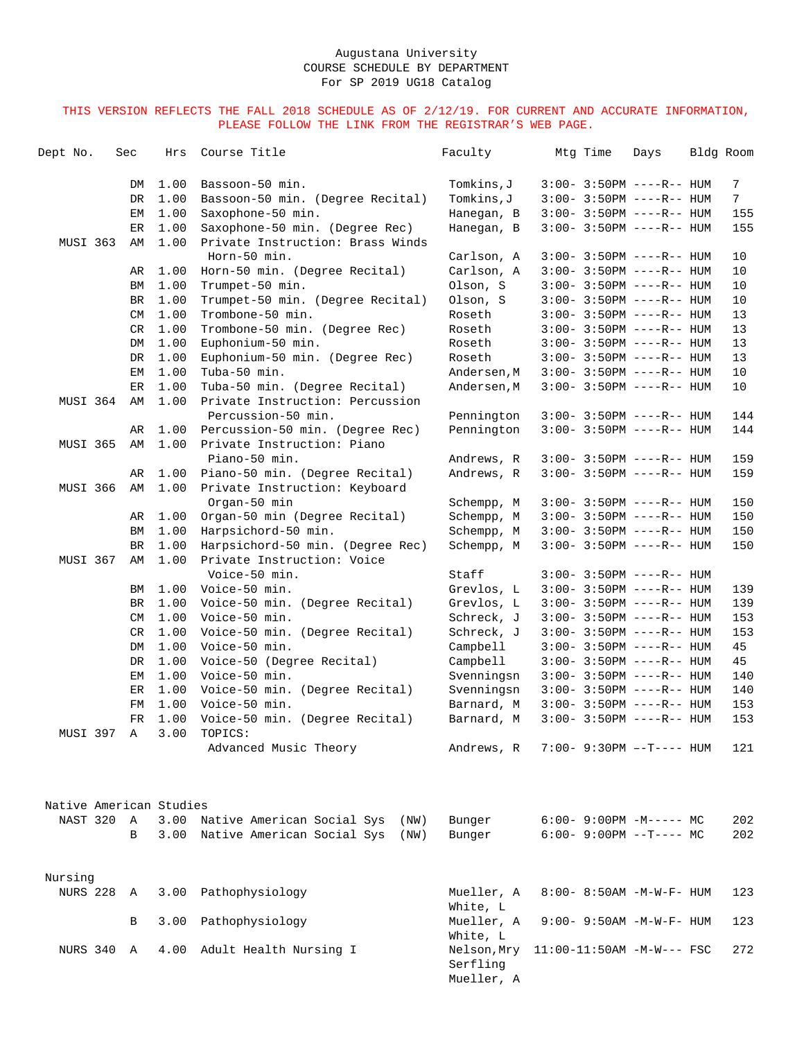Augustana University
COURSE SCHEDULE BY DEPARTMENT
For SP 2019 UG18 Catalog

THIS VERSION REFLECTS THE FALL 2018 SCHEDULE AS OF 2/12/19. FOR CURRENT AND ACCURATE INFORMATION, PLEASE FOLLOW THE LINK FROM THE REGISTRAR'S WEB PAGE.

| Dept No. | Sec | Hrs | Course Title | Faculty | Mtg Time | Days | Bldg | Room |
|---|---|---|---|---|---|---|---|---|
| | DM | 1.00 | Bassoon-50 min. | Tomkins,J | 3:00- 3:50PM | ----R-- | HUM | 7 |
| | DR | 1.00 | Bassoon-50 min. (Degree Recital) | Tomkins,J | 3:00- 3:50PM | ----R-- | HUM | 7 |
| | EM | 1.00 | Saxophone-50 min. | Hanegan, B | 3:00- 3:50PM | ----R-- | HUM | 155 |
| | ER | 1.00 | Saxophone-50 min. (Degree Rec) | Hanegan, B | 3:00- 3:50PM | ----R-- | HUM | 155 |
| MUSI 363 | AM | 1.00 | Private Instruction: Brass Winds Horn-50 min. | Carlson, A | 3:00- 3:50PM | ----R-- | HUM | 10 |
| | AR | 1.00 | Horn-50 min. (Degree Recital) | Carlson, A | 3:00- 3:50PM | ----R-- | HUM | 10 |
| | BM | 1.00 | Trumpet-50 min. | Olson, S | 3:00- 3:50PM | ----R-- | HUM | 10 |
| | BR | 1.00 | Trumpet-50 min. (Degree Recital) | Olson, S | 3:00- 3:50PM | ----R-- | HUM | 10 |
| | CM | 1.00 | Trombone-50 min. | Roseth | 3:00- 3:50PM | ----R-- | HUM | 13 |
| | CR | 1.00 | Trombone-50 min. (Degree Rec) | Roseth | 3:00- 3:50PM | ----R-- | HUM | 13 |
| | DM | 1.00 | Euphonium-50 min. | Roseth | 3:00- 3:50PM | ----R-- | HUM | 13 |
| | DR | 1.00 | Euphonium-50 min. (Degree Rec) | Roseth | 3:00- 3:50PM | ----R-- | HUM | 13 |
| | EM | 1.00 | Tuba-50 min. | Andersen,M | 3:00- 3:50PM | ----R-- | HUM | 10 |
| | ER | 1.00 | Tuba-50 min. (Degree Recital) | Andersen,M | 3:00- 3:50PM | ----R-- | HUM | 10 |
| MUSI 364 | AM | 1.00 | Private Instruction: Percussion Percussion-50 min. | Pennington | 3:00- 3:50PM | ----R-- | HUM | 144 |
| | AR | 1.00 | Percussion-50 min. (Degree Rec) | Pennington | 3:00- 3:50PM | ----R-- | HUM | 144 |
| MUSI 365 | AM | 1.00 | Private Instruction: Piano Piano-50 min. | Andrews, R | 3:00- 3:50PM | ----R-- | HUM | 159 |
| | AR | 1.00 | Piano-50 min. (Degree Recital) | Andrews, R | 3:00- 3:50PM | ----R-- | HUM | 159 |
| MUSI 366 | AM | 1.00 | Private Instruction: Keyboard Organ-50 min | Schempp, M | 3:00- 3:50PM | ----R-- | HUM | 150 |
| | AR | 1.00 | Organ-50 min (Degree Recital) | Schempp, M | 3:00- 3:50PM | ----R-- | HUM | 150 |
| | BM | 1.00 | Harpsichord-50 min. | Schempp, M | 3:00- 3:50PM | ----R-- | HUM | 150 |
| | BR | 1.00 | Harpsichord-50 min. (Degree Rec) | Schempp, M | 3:00- 3:50PM | ----R-- | HUM | 150 |
| MUSI 367 | AM | 1.00 | Private Instruction: Voice Voice-50 min. | Staff | 3:00- 3:50PM | ----R-- | HUM | |
| | BM | 1.00 | Voice-50 min. | Grevlos, L | 3:00- 3:50PM | ----R-- | HUM | 139 |
| | BR | 1.00 | Voice-50 min. (Degree Recital) | Grevlos, L | 3:00- 3:50PM | ----R-- | HUM | 139 |
| | CM | 1.00 | Voice-50 min. | Schreck, J | 3:00- 3:50PM | ----R-- | HUM | 153 |
| | CR | 1.00 | Voice-50 min. (Degree Recital) | Schreck, J | 3:00- 3:50PM | ----R-- | HUM | 153 |
| | DM | 1.00 | Voice-50 min. | Campbell | 3:00- 3:50PM | ----R-- | HUM | 45 |
| | DR | 1.00 | Voice-50 (Degree Recital) | Campbell | 3:00- 3:50PM | ----R-- | HUM | 45 |
| | EM | 1.00 | Voice-50 min. | Svenningsn | 3:00- 3:50PM | ----R-- | HUM | 140 |
| | ER | 1.00 | Voice-50 min. (Degree Recital) | Svenningsn | 3:00- 3:50PM | ----R-- | HUM | 140 |
| | FM | 1.00 | Voice-50 min. | Barnard, M | 3:00- 3:50PM | ----R-- | HUM | 153 |
| | FR | 1.00 | Voice-50 min. (Degree Recital) | Barnard, M | 3:00- 3:50PM | ----R-- | HUM | 153 |
| MUSI 397 | A | 3.00 | TOPICS: Advanced Music Theory | Andrews, R | 7:00- 9:30PM | --T---- | HUM | 121 |

## Native American Studies

| Dept No. | Sec | Hrs | Course Title | Faculty | Mtg Time | Days | Bldg | Room |
|---|---|---|---|---|---|---|---|---|
| NAST 320 | A | 3.00 | Native American Social Sys (NW) | Bunger | 6:00- 9:00PM | -M----- | MC | 202 |
| | B | 3.00 | Native American Social Sys (NW) | Bunger | 6:00- 9:00PM | --T---- | MC | 202 |

## Nursing

| Dept No. | Sec | Hrs | Course Title | Faculty | Mtg Time | Days | Bldg | Room |
|---|---|---|---|---|---|---|---|---|
| NURS 228 | A | 3.00 | Pathophysiology | Mueller, A; White, L | 8:00- 8:50AM | -M-W-F- | HUM | 123 |
| | B | 3.00 | Pathophysiology | Mueller, A; White, L | 9:00- 9:50AM | -M-W-F- | HUM | 123 |
| NURS 340 | A | 4.00 | Adult Health Nursing I | Nelson,Mry; Serfling; Mueller, A | 11:00-11:50AM | -M-W--- | FSC | 272 |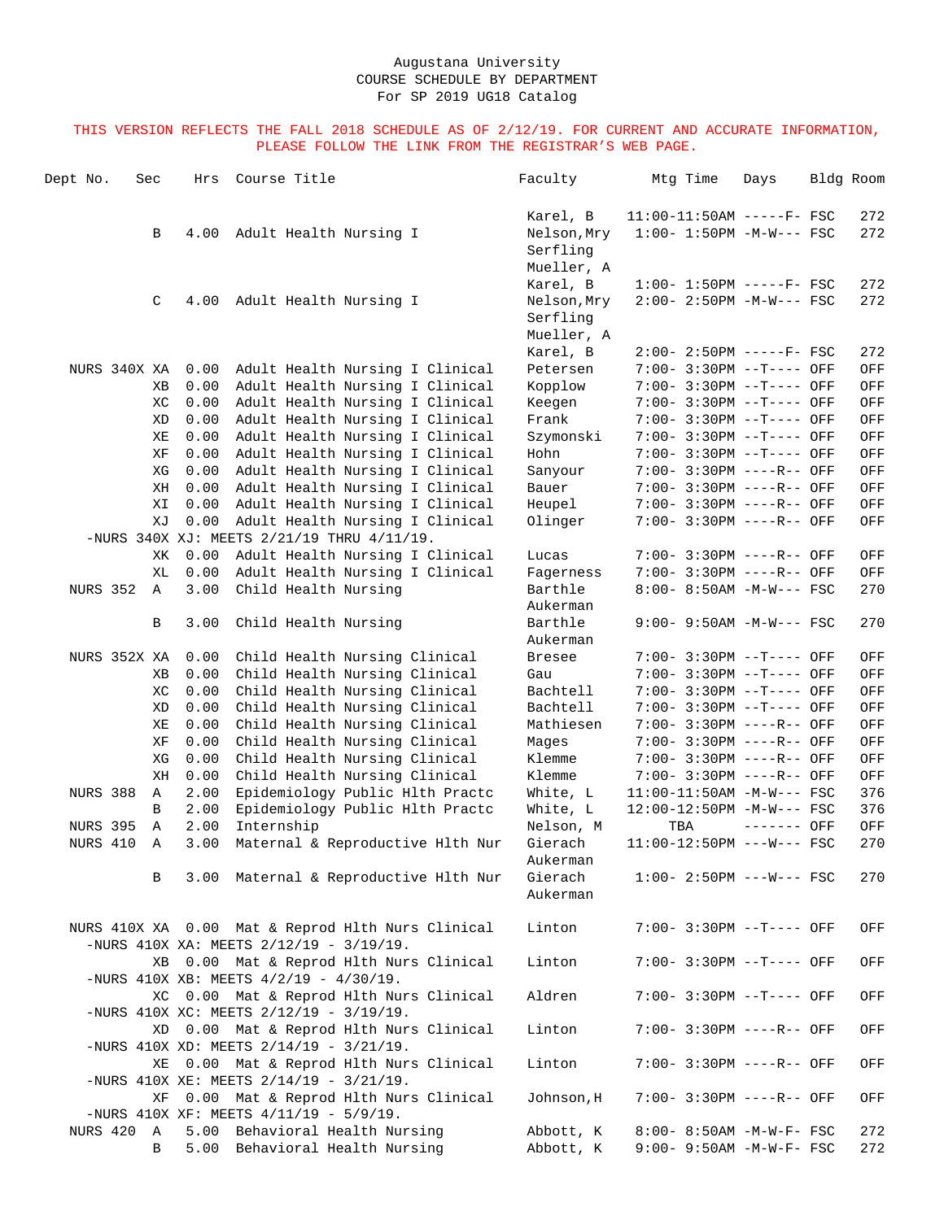Augustana University
COURSE SCHEDULE BY DEPARTMENT
For SP 2019 UG18 Catalog

THIS VERSION REFLECTS THE FALL 2018 SCHEDULE AS OF 2/12/19. FOR CURRENT AND ACCURATE INFORMATION, PLEASE FOLLOW THE LINK FROM THE REGISTRAR'S WEB PAGE.

| Dept No. | Sec | Hrs | Course Title | Faculty | Mtg Time | Days | Bldg | Room |
|---|---|---|---|---|---|---|---|---|
| | | | | Karel, B | 11:00-11:50AM | -----F- | FSC | 272 |
| | B | 4.00 | Adult Health Nursing I | Nelson,Mry | 1:00- 1:50PM | -M-W--- | FSC | 272 |
| | | | | Serfling | | | | |
| | | | | Mueller, A | | | | |
| | | | | Karel, B | 1:00- 1:50PM | -----F- | FSC | 272 |
| | C | 4.00 | Adult Health Nursing I | Nelson,Mry | 2:00- 2:50PM | -M-W--- | FSC | 272 |
| | | | | Serfling | | | | |
| | | | | Mueller, A | | | | |
| | | | | Karel, B | 2:00- 2:50PM | -----F- | FSC | 272 |
| NURS 340X | XA | 0.00 | Adult Health Nursing I Clinical | Petersen | 7:00- 3:30PM | --T---- | OFF | OFF |
| | XB | 0.00 | Adult Health Nursing I Clinical | Kopplow | 7:00- 3:30PM | --T---- | OFF | OFF |
| | XC | 0.00 | Adult Health Nursing I Clinical | Keegen | 7:00- 3:30PM | --T---- | OFF | OFF |
| | XD | 0.00 | Adult Health Nursing I Clinical | Frank | 7:00- 3:30PM | --T---- | OFF | OFF |
| | XE | 0.00 | Adult Health Nursing I Clinical | Szymonski | 7:00- 3:30PM | --T---- | OFF | OFF |
| | XF | 0.00 | Adult Health Nursing I Clinical | Hohn | 7:00- 3:30PM | --T---- | OFF | OFF |
| | XG | 0.00 | Adult Health Nursing I Clinical | Sanyour | 7:00- 3:30PM | ----R-- | OFF | OFF |
| | XH | 0.00 | Adult Health Nursing I Clinical | Bauer | 7:00- 3:30PM | ----R-- | OFF | OFF |
| | XI | 0.00 | Adult Health Nursing I Clinical | Heupel | 7:00- 3:30PM | ----R-- | OFF | OFF |
| | XJ | 0.00 | Adult Health Nursing I Clinical | Olinger | 7:00- 3:30PM | ----R-- | OFF | OFF |
| -NURS 340X XJ: MEETS 2/21/19 THRU 4/11/19. | | | | | | | | |
| | XK | 0.00 | Adult Health Nursing I Clinical | Lucas | 7:00- 3:30PM | ----R-- | OFF | OFF |
| | XL | 0.00 | Adult Health Nursing I Clinical | Fagerness | 7:00- 3:30PM | ----R-- | OFF | OFF |
| NURS 352 | A | 3.00 | Child Health Nursing | Barthle | 8:00- 8:50AM | -M-W--- | FSC | 270 |
| | | | | Aukerman | | | | |
| | B | 3.00 | Child Health Nursing | Barthle | 9:00- 9:50AM | -M-W--- | FSC | 270 |
| | | | | Aukerman | | | | |
| NURS 352X | XA | 0.00 | Child Health Nursing Clinical | Bresee | 7:00- 3:30PM | --T---- | OFF | OFF |
| | XB | 0.00 | Child Health Nursing Clinical | Gau | 7:00- 3:30PM | --T---- | OFF | OFF |
| | XC | 0.00 | Child Health Nursing Clinical | Bachtell | 7:00- 3:30PM | --T---- | OFF | OFF |
| | XD | 0.00 | Child Health Nursing Clinical | Bachtell | 7:00- 3:30PM | --T---- | OFF | OFF |
| | XE | 0.00 | Child Health Nursing Clinical | Mathiesen | 7:00- 3:30PM | ----R-- | OFF | OFF |
| | XF | 0.00 | Child Health Nursing Clinical | Mages | 7:00- 3:30PM | ----R-- | OFF | OFF |
| | XG | 0.00 | Child Health Nursing Clinical | Klemme | 7:00- 3:30PM | ----R-- | OFF | OFF |
| | XH | 0.00 | Child Health Nursing Clinical | Klemme | 7:00- 3:30PM | ----R-- | OFF | OFF |
| NURS 388 | A | 2.00 | Epidemiology Public Hlth Practc | White, L | 11:00-11:50AM | -M-W--- | FSC | 376 |
| | B | 2.00 | Epidemiology Public Hlth Practc | White, L | 12:00-12:50PM | -M-W--- | FSC | 376 |
| NURS 395 | A | 2.00 | Internship | Nelson, M | TBA | ------- | OFF | OFF |
| NURS 410 | A | 3.00 | Maternal & Reproductive Hlth Nur | Gierach | 11:00-12:50PM | ---W--- | FSC | 270 |
| | | | | Aukerman | | | | |
| | B | 3.00 | Maternal & Reproductive Hlth Nur | Gierach | 1:00- 2:50PM | ---W--- | FSC | 270 |
| | | | | Aukerman | | | | |
| NURS 410X | XA | 0.00 | Mat & Reprod Hlth Nurs Clinical | Linton | 7:00- 3:30PM | --T---- | OFF | OFF |
| -NURS 410X XA: MEETS 2/12/19 - 3/19/19. | | | | | | | | |
| | XB | 0.00 | Mat & Reprod Hlth Nurs Clinical | Linton | 7:00- 3:30PM | --T---- | OFF | OFF |
| -NURS 410X XB: MEETS 4/2/19 - 4/30/19. | | | | | | | | |
| | XC | 0.00 | Mat & Reprod Hlth Nurs Clinical | Aldren | 7:00- 3:30PM | --T---- | OFF | OFF |
| -NURS 410X XC: MEETS 2/12/19 - 3/19/19. | | | | | | | | |
| | XD | 0.00 | Mat & Reprod Hlth Nurs Clinical | Linton | 7:00- 3:30PM | ----R-- | OFF | OFF |
| -NURS 410X XD: MEETS 2/14/19 - 3/21/19. | | | | | | | | |
| | XE | 0.00 | Mat & Reprod Hlth Nurs Clinical | Linton | 7:00- 3:30PM | ----R-- | OFF | OFF |
| -NURS 410X XE: MEETS 2/14/19 - 3/21/19. | | | | | | | | |
| | XF | 0.00 | Mat & Reprod Hlth Nurs Clinical | Johnson,H | 7:00- 3:30PM | ----R-- | OFF | OFF |
| -NURS 410X XF: MEETS 4/11/19 - 5/9/19. | | | | | | | | |
| NURS 420 | A | 5.00 | Behavioral Health Nursing | Abbott, K | 8:00- 8:50AM | -M-W-F- | FSC | 272 |
| | B | 5.00 | Behavioral Health Nursing | Abbott, K | 9:00- 9:50AM | -M-W-F- | FSC | 272 |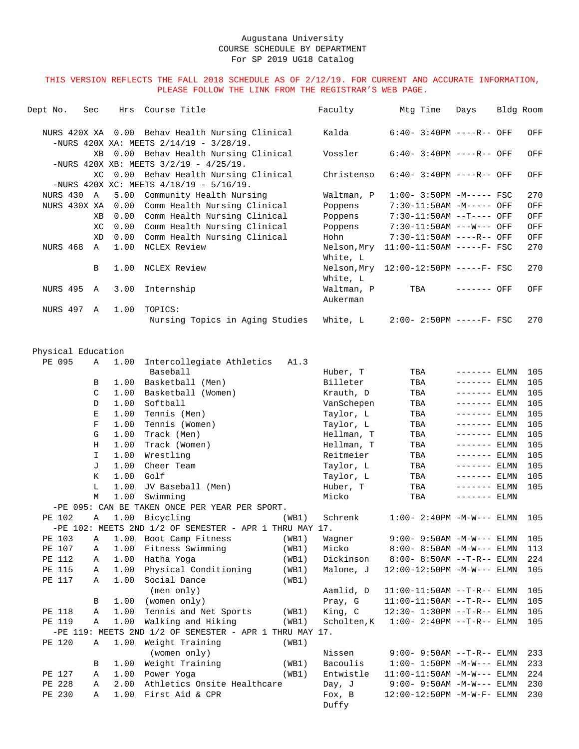Augustana University
COURSE SCHEDULE BY DEPARTMENT
For SP 2019 UG18 Catalog

THIS VERSION REFLECTS THE FALL 2018 SCHEDULE AS OF 2/12/19. FOR CURRENT AND ACCURATE INFORMATION, PLEASE FOLLOW THE LINK FROM THE REGISTRAR'S WEB PAGE.

| Dept No. | Sec | Hrs | Course Title | | Faculty | Mtg Time | Days | Bldg | Room |
|---|---|---|---|---|---|---|---|---|---|
| NURS 420X | XA | 0.00 | Behav Health Nursing Clinical | | Kalda | 6:40- 3:40PM | ----R-- | OFF | OFF |
| -NURS 420X XA: MEETS 2/14/19 - 3/28/19. | | | | | | | | | |
| | XB | 0.00 | Behav Health Nursing Clinical | | Vossler | 6:40- 3:40PM | ----R-- | OFF | OFF |
| -NURS 420X XB: MEETS 3/2/19 - 4/25/19. | | | | | | | | | |
| | XC | 0.00 | Behav Health Nursing Clinical | | Christenso | 6:40- 3:40PM | ----R-- | OFF | OFF |
| -NURS 420X XC: MEETS 4/18/19 - 5/16/19. | | | | | | | | | |
| NURS 430 | A | 5.00 | Community Health Nursing | | Waltman, P | 1:00- 3:50PM | -M----- | FSC | 270 |
| NURS 430X | XA | 0.00 | Comm Health Nursing Clinical | | Poppens | 7:30-11:50AM | -M----- | OFF | OFF |
| | XB | 0.00 | Comm Health Nursing Clinical | | Poppens | 7:30-11:50AM | --T---- | OFF | OFF |
| | XC | 0.00 | Comm Health Nursing Clinical | | Poppens | 7:30-11:50AM | ---W--- | OFF | OFF |
| | XD | 0.00 | Comm Health Nursing Clinical | | Hohn | 7:30-11:50AM | ----R-- | OFF | OFF |
| NURS 468 | A | 1.00 | NCLEX Review | | Nelson,Mry<br>White, L | 11:00-11:50AM | -----F- | FSC | 270 |
| | B | 1.00 | NCLEX Review | | Nelson,Mry<br>White, L | 12:00-12:50PM | -----F- | FSC | 270 |
| NURS 495 | A | 3.00 | Internship | | Waltman, P<br>Aukerman | TBA | ------- | OFF | OFF |
| NURS 497 | A | 1.00 | TOPICS:<br>Nursing Topics in Aging Studies | | White, L | 2:00- 2:50PM | -----F- | FSC | 270 |

## Physical Education

| Dept No. | Sec | Hrs | Course Title | | Faculty | Mtg Time | Days | Bldg | Room |
|---|---|---|---|---|---|---|---|---|---|
| PE 095 | A | 1.00 | Intercollegiate Athletics<br>Baseball | A1.3 | Huber, T | TBA | ------- | ELMN | 105 |
| | B | 1.00 | Basketball (Men) | | Billeter | TBA | ------- | ELMN | 105 |
| | C | 1.00 | Basketball (Women) | | Krauth, D | TBA | ------- | ELMN | 105 |
| | D | 1.00 | Softball | | VanSchepen | TBA | ------- | ELMN | 105 |
| | E | 1.00 | Tennis (Men) | | Taylor, L | TBA | ------- | ELMN | 105 |
| | F | 1.00 | Tennis (Women) | | Taylor, L | TBA | ------- | ELMN | 105 |
| | G | 1.00 | Track (Men) | | Hellman, T | TBA | ------- | ELMN | 105 |
| | H | 1.00 | Track (Women) | | Hellman, T | TBA | ------- | ELMN | 105 |
| | I | 1.00 | Wrestling | | Reitmeier | TBA | ------- | ELMN | 105 |
| | J | 1.00 | Cheer Team | | Taylor, L | TBA | ------- | ELMN | 105 |
| | K | 1.00 | Golf | | Taylor, L | TBA | ------- | ELMN | 105 |
| | L | 1.00 | JV Baseball (Men) | | Huber, T | TBA | ------- | ELMN | 105 |
| | M | 1.00 | Swimming | | Micko | TBA | ------- | ELMN | |
| -PE 095: CAN BE TAKEN ONCE PER YEAR PER SPORT. | | | | | | | | | |
| PE 102 | A | 1.00 | Bicycling | (WB1) | Schrenk | 1:00- 2:40PM | -M-W--- | ELMN | 105 |
| -PE 102: MEETS 2ND 1/2 OF SEMESTER - APR 1 THRU MAY 17. | | | | | | | | | |
| PE 103 | A | 1.00 | Boot Camp Fitness | (WB1) | Wagner | 9:00- 9:50AM | -M-W--- | ELMN | 105 |
| PE 107 | A | 1.00 | Fitness Swimming | (WB1) | Micko | 8:00- 8:50AM | -M-W--- | ELMN | 113 |
| PE 112 | A | 1.00 | Hatha Yoga | (WB1) | Dickinson | 8:00- 8:50AM | --T-R-- | ELMN | 224 |
| PE 115 | A | 1.00 | Physical Conditioning | (WB1) | Malone, J | 12:00-12:50PM | -M-W--- | ELMN | 105 |
| PE 117 | A | 1.00 | Social Dance<br>(men only) | (WB1) | Aamlid, D | 11:00-11:50AM | --T-R-- | ELMN | 105 |
| | B | 1.00 | (women only) | | Pray, G | 11:00-11:50AM | --T-R-- | ELMN | 105 |
| PE 118 | A | 1.00 | Tennis and Net Sports | (WB1) | King, C | 12:30- 1:30PM | --T-R-- | ELMN | 105 |
| PE 119 | A | 1.00 | Walking and Hiking | (WB1) | Scholten,K | 1:00- 2:40PM | --T-R-- | ELMN | 105 |
| -PE 119: MEETS 2ND 1/2 OF SEMESTER - APR 1 THRU MAY 17. | | | | | | | | | |
| PE 120 | A | 1.00 | Weight Training<br>(women only) | (WB1) | Nissen | 9:00- 9:50AM | --T-R-- | ELMN | 233 |
| | B | 1.00 | Weight Training | (WB1) | Bacoulis | 1:00- 1:50PM | -M-W--- | ELMN | 233 |
| PE 127 | A | 1.00 | Power Yoga | (WB1) | Entwistle | 11:00-11:50AM | -M-W--- | ELMN | 224 |
| PE 228 | A | 2.00 | Athletics Onsite Healthcare | | Day, J | 9:00- 9:50AM | -M-W--- | ELMN | 230 |
| PE 230 | A | 1.00 | First Aid & CPR | | Fox, B<br>Duffy | 12:00-12:50PM | -M-W-F- | ELMN | 230 |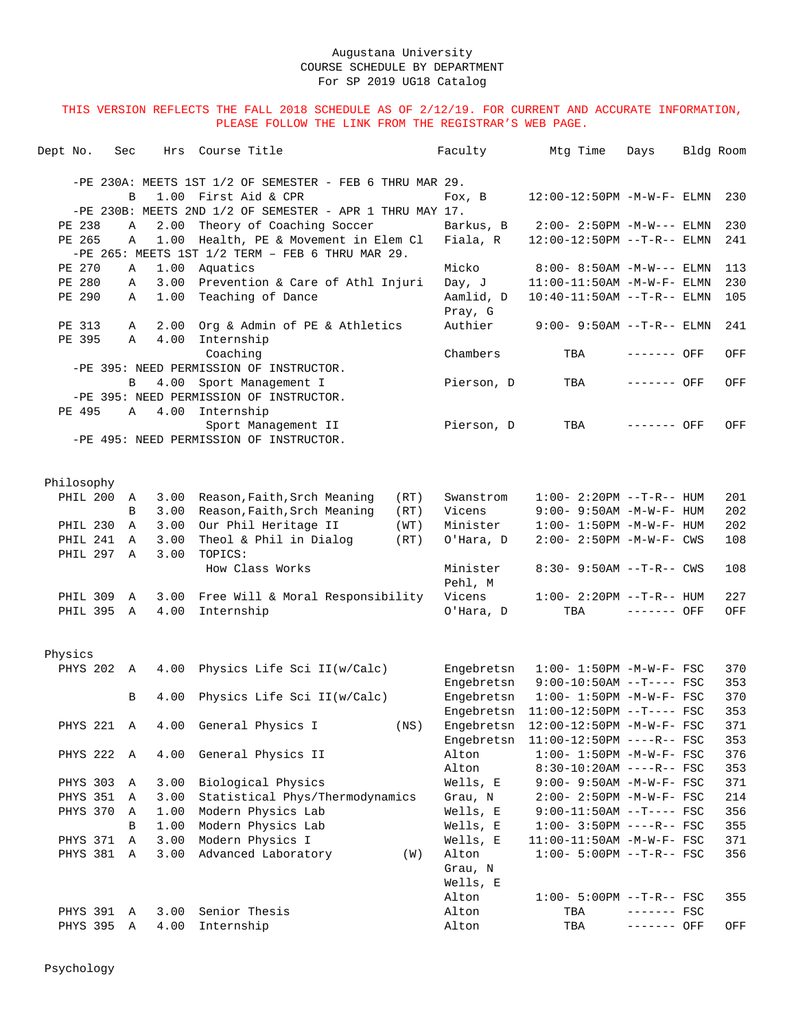Augustana University
COURSE SCHEDULE BY DEPARTMENT
For SP 2019 UG18 Catalog

THIS VERSION REFLECTS THE FALL 2018 SCHEDULE AS OF 2/12/19. FOR CURRENT AND ACCURATE INFORMATION, PLEASE FOLLOW THE LINK FROM THE REGISTRAR'S WEB PAGE.

| Dept No. | Sec | Hrs | Course Title | | Faculty | Mtg Time | Days | Bldg | Room |
|---|---|---|---|---|---|---|---|---|---|
| -PE 230A: MEETS 1ST 1/2 OF SEMESTER - FEB 6 THRU MAR 29. | | | | | | | | | |
| | B | 1.00 | First Aid & CPR | | Fox, B | 12:00-12:50PM | -M-W-F- | ELMN | 230 |
| -PE 230B: MEETS 2ND 1/2 OF SEMESTER - APR 1 THRU MAY 17. | | | | | | | | | |
| PE 238 | A | 2.00 | Theory of Coaching Soccer | | Barkus, B | 2:00- 2:50PM | -M-W--- | ELMN | 230 |
| PE 265 | A | 1.00 | Health, PE & Movement in Elem Cl | | Fiala, R | 12:00-12:50PM | --T-R-- | ELMN | 241 |
| -PE 265: MEETS 1ST 1/2 TERM – FEB 6 THRU MAR 29. | | | | | | | | | |
| PE 270 | A | 1.00 | Aquatics | | Micko | 8:00- 8:50AM | -M-W--- | ELMN | 113 |
| PE 280 | A | 3.00 | Prevention & Care of Athl Injuri | | Day, J | 11:00-11:50AM | -M-W-F- | ELMN | 230 |
| PE 290 | A | 1.00 | Teaching of Dance | | Aamlid, D<br>Pray, G | 10:40-11:50AM | --T-R-- | ELMN | 105 |
| PE 313 | A | 2.00 | Org & Admin of PE & Athletics | | Authier | 9:00- 9:50AM | --T-R-- | ELMN | 241 |
| PE 395 | A | 4.00 | Internship<br>Coaching | | Chambers | TBA | ------- | OFF | OFF |
| -PE 395: NEED PERMISSION OF INSTRUCTOR. | | | | | | | | | |
| | B | 4.00 | Sport Management I | | Pierson, D | TBA | ------- | OFF | OFF |
| -PE 395: NEED PERMISSION OF INSTRUCTOR. | | | | | | | | | |
| PE 495 | A | 4.00 | Internship<br>Sport Management II | | Pierson, D | TBA | ------- | OFF | OFF |
| -PE 495: NEED PERMISSION OF INSTRUCTOR. | | | | | | | | | |
| **Philosophy** | | | | | | | | | |
| PHIL 200 | A | 3.00 | Reason,Faith,Srch Meaning | (RT) | Swanstrom | 1:00- 2:20PM | --T-R-- | HUM | 201 |
| | B | 3.00 | Reason,Faith,Srch Meaning | (RT) | Vicens | 9:00- 9:50AM | -M-W-F- | HUM | 202 |
| PHIL 230 | A | 3.00 | Our Phil Heritage II | (WT) | Minister | 1:00- 1:50PM | -M-W-F- | HUM | 202 |
| PHIL 241 | A | 3.00 | Theol & Phil in Dialog | (RT) | O'Hara, D | 2:00- 2:50PM | -M-W-F- | CWS | 108 |
| PHIL 297 | A | 3.00 | TOPICS:<br>How Class Works | | Minister<br>Pehl, M | 8:30- 9:50AM | --T-R-- | CWS | 108 |
| PHIL 309 | A | 3.00 | Free Will & Moral Responsibility | | Vicens | 1:00- 2:20PM | --T-R-- | HUM | 227 |
| PHIL 395 | A | 4.00 | Internship | | O'Hara, D | TBA | ------- | OFF | OFF |
| **Physics** | | | | | | | | | |
| PHYS 202 | A | 4.00 | Physics Life Sci II(w/Calc) | | Engebretsn | 1:00- 1:50PM | -M-W-F- | FSC | 370 |
| | | | | | Engebretsn | 9:00-10:50AM | --T---- | FSC | 353 |
| | B | 4.00 | Physics Life Sci II(w/Calc) | | Engebretsn | 1:00- 1:50PM | -M-W-F- | FSC | 370 |
| | | | | | Engebretsn | 11:00-12:50PM | --T---- | FSC | 353 |
| PHYS 221 | A | 4.00 | General Physics I | (NS) | Engebretsn | 12:00-12:50PM | -M-W-F- | FSC | 371 |
| | | | | | Engebretsn | 11:00-12:50PM | ----R-- | FSC | 353 |
| PHYS 222 | A | 4.00 | General Physics II | | Alton | 1:00- 1:50PM | -M-W-F- | FSC | 376 |
| | | | | | Alton | 8:30-10:20AM | ----R-- | FSC | 353 |
| PHYS 303 | A | 3.00 | Biological Physics | | Wells, E | 9:00- 9:50AM | -M-W-F- | FSC | 371 |
| PHYS 351 | A | 3.00 | Statistical Phys/Thermodynamics | | Grau, N | 2:00- 2:50PM | -M-W-F- | FSC | 214 |
| PHYS 370 | A | 1.00 | Modern Physics Lab | | Wells, E | 9:00-11:50AM | --T---- | FSC | 356 |
| | B | 1.00 | Modern Physics Lab | | Wells, E | 1:00- 3:50PM | ----R-- | FSC | 355 |
| PHYS 371 | A | 3.00 | Modern Physics I | | Wells, E | 11:00-11:50AM | -M-W-F- | FSC | 371 |
| PHYS 381 | A | 3.00 | Advanced Laboratory | (W) | Alton<br>Grau, N<br>Wells, E | 1:00- 5:00PM | --T-R-- | FSC | 356 |
| | | | | | Alton | 1:00- 5:00PM | --T-R-- | FSC | 355 |
| PHYS 391 | A | 3.00 | Senior Thesis | | Alton | TBA | ------- | FSC | |
| PHYS 395 | A | 4.00 | Internship | | Alton | TBA | ------- | OFF | OFF |

Psychology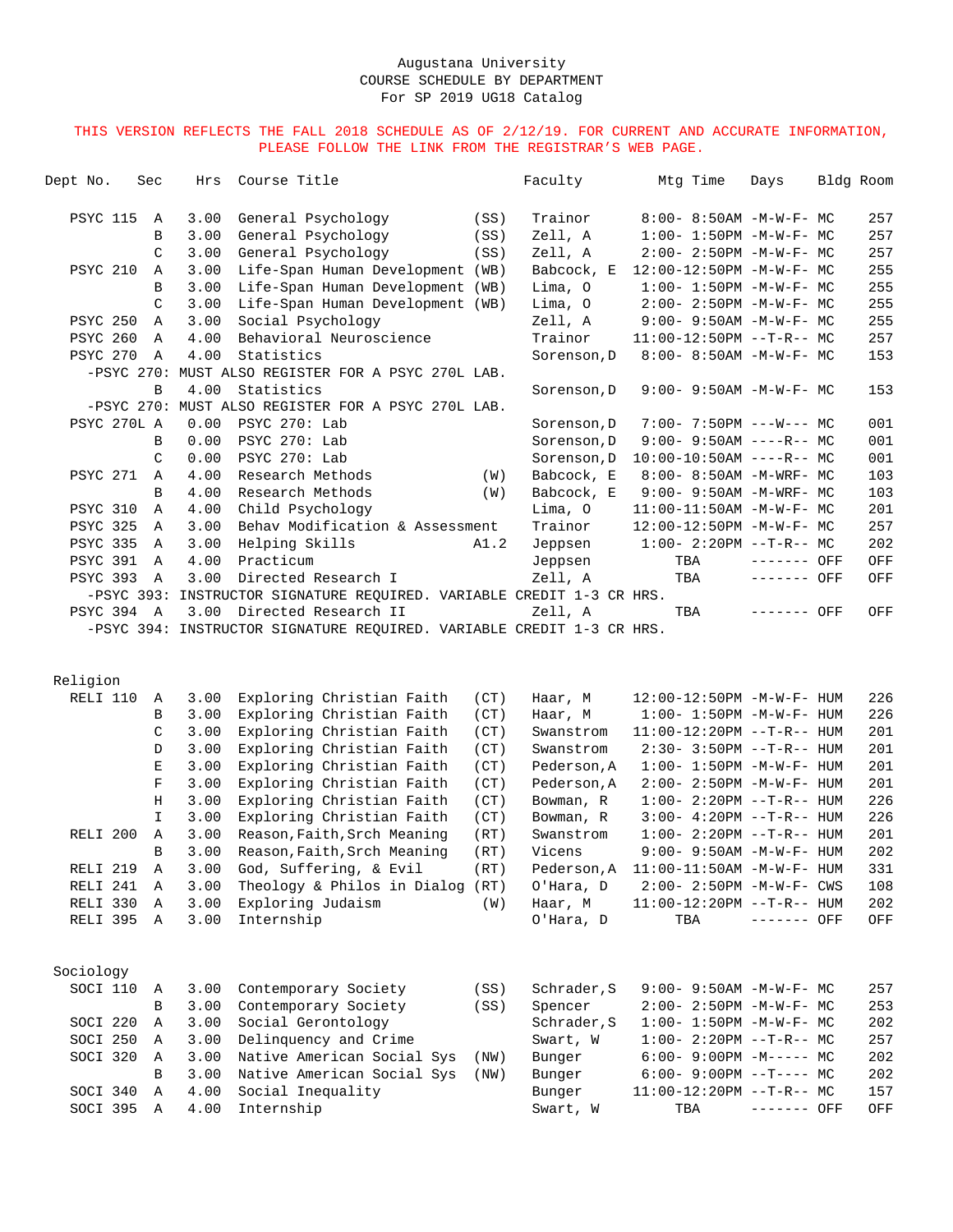Augustana University
COURSE SCHEDULE BY DEPARTMENT
For SP 2019 UG18 Catalog

THIS VERSION REFLECTS THE FALL 2018 SCHEDULE AS OF 2/12/19. FOR CURRENT AND ACCURATE INFORMATION, PLEASE FOLLOW THE LINK FROM THE REGISTRAR'S WEB PAGE.

| Dept No. | Sec | Hrs | Course Title | | Faculty | Mtg Time | Days | Bldg | Room |
|---|---|---|---|---|---|---|---|---|---|
| PSYC 115 | A | 3.00 | General Psychology | (SS) | Trainor | 8:00- 8:50AM | -M-W-F- | MC | 257 |
| | B | 3.00 | General Psychology | (SS) | Zell, A | 1:00- 1:50PM | -M-W-F- | MC | 257 |
| | C | 3.00 | General Psychology | (SS) | Zell, A | 2:00- 2:50PM | -M-W-F- | MC | 257 |
| PSYC 210 | A | 3.00 | Life-Span Human Development | (WB) | Babcock, E | 12:00-12:50PM | -M-W-F- | MC | 255 |
| | B | 3.00 | Life-Span Human Development | (WB) | Lima, O | 1:00- 1:50PM | -M-W-F- | MC | 255 |
| | C | 3.00 | Life-Span Human Development | (WB) | Lima, O | 2:00- 2:50PM | -M-W-F- | MC | 255 |
| PSYC 250 | A | 3.00 | Social Psychology | | Zell, A | 9:00- 9:50AM | -M-W-F- | MC | 255 |
| PSYC 260 | A | 4.00 | Behavioral Neuroscience | | Trainor | 11:00-12:50PM | --T-R-- | MC | 257 |
| PSYC 270 | A | 4.00 | Statistics | | Sorenson,D | 8:00- 8:50AM | -M-W-F- | MC | 153 |
| -PSYC 270: MUST ALSO REGISTER FOR A PSYC 270L LAB. | | | | | | | | | |
| | B | 4.00 | Statistics | | Sorenson,D | 9:00- 9:50AM | -M-W-F- | MC | 153 |
| -PSYC 270: MUST ALSO REGISTER FOR A PSYC 270L LAB. | | | | | | | | | |
| PSYC 270L | A | 0.00 | PSYC 270: Lab | | Sorenson,D | 7:00- 7:50PM | ---W--- | MC | 001 |
| | B | 0.00 | PSYC 270: Lab | | Sorenson,D | 9:00- 9:50AM | ----R-- | MC | 001 |
| | C | 0.00 | PSYC 270: Lab | | Sorenson,D | 10:00-10:50AM | ----R-- | MC | 001 |
| PSYC 271 | A | 4.00 | Research Methods | (W) | Babcock, E | 8:00- 8:50AM | -M-WRF- | MC | 103 |
| | B | 4.00 | Research Methods | (W) | Babcock, E | 9:00- 9:50AM | -M-WRF- | MC | 103 |
| PSYC 310 | A | 4.00 | Child Psychology | | Lima, O | 11:00-11:50AM | -M-W-F- | MC | 201 |
| PSYC 325 | A | 3.00 | Behav Modification & Assessment | | Trainor | 12:00-12:50PM | -M-W-F- | MC | 257 |
| PSYC 335 | A | 3.00 | Helping Skills | A1.2 | Jeppsen | 1:00- 2:20PM | --T-R-- | MC | 202 |
| PSYC 391 | A | 4.00 | Practicum | | Jeppsen | TBA | ------- | OFF | OFF |
| PSYC 393 | A | 3.00 | Directed Research I | | Zell, A | TBA | ------- | OFF | OFF |
| -PSYC 393: INSTRUCTOR SIGNATURE REQUIRED. VARIABLE CREDIT 1-3 CR HRS. | | | | | | | | | |
| PSYC 394 | A | 3.00 | Directed Research II | | Zell, A | TBA | ------- | OFF | OFF |
| -PSYC 394: INSTRUCTOR SIGNATURE REQUIRED. VARIABLE CREDIT 1-3 CR HRS. | | | | | | | | | |

## Religion

| Dept No. | Sec | Hrs | Course Title | | Faculty | Mtg Time | Days | Bldg | Room |
|---|---|---|---|---|---|---|---|---|---|
| RELI 110 | A | 3.00 | Exploring Christian Faith | (CT) | Haar, M | 12:00-12:50PM | -M-W-F- | HUM | 226 |
| | B | 3.00 | Exploring Christian Faith | (CT) | Haar, M | 1:00- 1:50PM | -M-W-F- | HUM | 226 |
| | C | 3.00 | Exploring Christian Faith | (CT) | Swanstrom | 11:00-12:20PM | --T-R-- | HUM | 201 |
| | D | 3.00 | Exploring Christian Faith | (CT) | Swanstrom | 2:30- 3:50PM | --T-R-- | HUM | 201 |
| | E | 3.00 | Exploring Christian Faith | (CT) | Pederson,A | 1:00- 1:50PM | -M-W-F- | HUM | 201 |
| | F | 3.00 | Exploring Christian Faith | (CT) | Pederson,A | 2:00- 2:50PM | -M-W-F- | HUM | 201 |
| | H | 3.00 | Exploring Christian Faith | (CT) | Bowman, R | 1:00- 2:20PM | --T-R-- | HUM | 226 |
| | I | 3.00 | Exploring Christian Faith | (CT) | Bowman, R | 3:00- 4:20PM | --T-R-- | HUM | 226 |
| RELI 200 | A | 3.00 | Reason,Faith,Srch Meaning | (RT) | Swanstrom | 1:00- 2:20PM | --T-R-- | HUM | 201 |
| | B | 3.00 | Reason,Faith,Srch Meaning | (RT) | Vicens | 9:00- 9:50AM | -M-W-F- | HUM | 202 |
| RELI 219 | A | 3.00 | God, Suffering, & Evil | (RT) | Pederson,A | 11:00-11:50AM | -M-W-F- | HUM | 331 |
| RELI 241 | A | 3.00 | Theology & Philos in Dialog | (RT) | O'Hara, D | 2:00- 2:50PM | -M-W-F- | CWS | 108 |
| RELI 330 | A | 3.00 | Exploring Judaism | (W) | Haar, M | 11:00-12:20PM | --T-R-- | HUM | 202 |
| RELI 395 | A | 3.00 | Internship | | O'Hara, D | TBA | ------- | OFF | OFF |

## Sociology

| Dept No. | Sec | Hrs | Course Title | | Faculty | Mtg Time | Days | Bldg | Room |
|---|---|---|---|---|---|---|---|---|---|
| SOCI 110 | A | 3.00 | Contemporary Society | (SS) | Schrader,S | 9:00- 9:50AM | -M-W-F- | MC | 257 |
| | B | 3.00 | Contemporary Society | (SS) | Spencer | 2:00- 2:50PM | -M-W-F- | MC | 253 |
| SOCI 220 | A | 3.00 | Social Gerontology | | Schrader,S | 1:00- 1:50PM | -M-W-F- | MC | 202 |
| SOCI 250 | A | 3.00 | Delinquency and Crime | | Swart, W | 1:00- 2:20PM | --T-R-- | MC | 257 |
| SOCI 320 | A | 3.00 | Native American Social Sys | (NW) | Bunger | 6:00- 9:00PM | -M----- | MC | 202 |
| | B | 3.00 | Native American Social Sys | (NW) | Bunger | 6:00- 9:00PM | --T---- | MC | 202 |
| SOCI 340 | A | 4.00 | Social Inequality | | Bunger | 11:00-12:20PM | --T-R-- | MC | 157 |
| SOCI 395 | A | 4.00 | Internship | | Swart, W | TBA | ------- | OFF | OFF |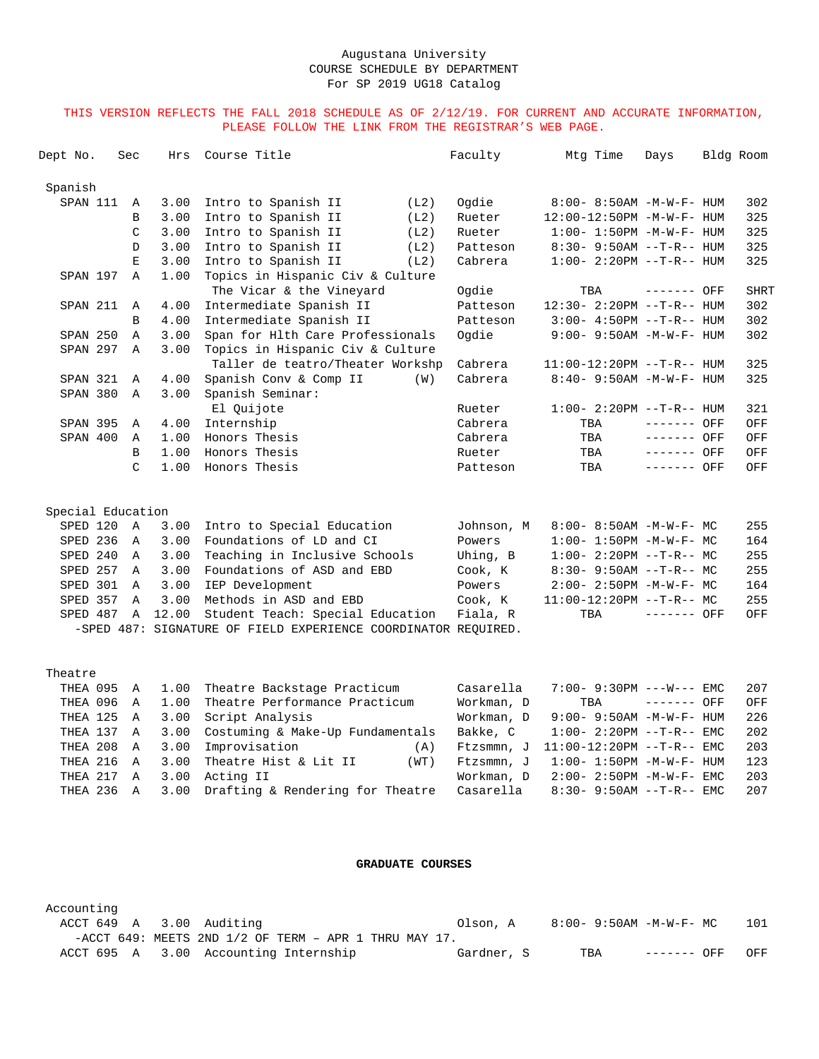Augustana University
COURSE SCHEDULE BY DEPARTMENT
For SP 2019 UG18 Catalog

THIS VERSION REFLECTS THE FALL 2018 SCHEDULE AS OF 2/12/19. FOR CURRENT AND ACCURATE INFORMATION, PLEASE FOLLOW THE LINK FROM THE REGISTRAR'S WEB PAGE.

| Dept No. | Sec | Hrs | Course Title | | Faculty | Mtg Time | Days | Bldg | Room |
|---|---|---|---|---|---|---|---|---|---|
| **Spanish** | | | | | | | | | |
| SPAN 111 | A | 3.00 | Intro to Spanish II | (L2) | Ogdie | 8:00- 8:50AM | -M-W-F- | HUM | 302 |
| | B | 3.00 | Intro to Spanish II | (L2) | Rueter | 12:00-12:50PM | -M-W-F- | HUM | 325 |
| | C | 3.00 | Intro to Spanish II | (L2) | Rueter | 1:00- 1:50PM | -M-W-F- | HUM | 325 |
| | D | 3.00 | Intro to Spanish II | (L2) | Patteson | 8:30- 9:50AM | --T-R-- | HUM | 325 |
| | E | 3.00 | Intro to Spanish II | (L2) | Cabrera | 1:00- 2:20PM | --T-R-- | HUM | 325 |
| SPAN 197 | A | 1.00 | Topics in Hispanic Civ & Culture | | | | | | |
| | | | The Vicar & the Vineyard | | Ogdie | TBA | ------- | OFF | SHRT |
| SPAN 211 | A | 4.00 | Intermediate Spanish II | | Patteson | 12:30- 2:20PM | --T-R-- | HUM | 302 |
| | B | 4.00 | Intermediate Spanish II | | Patteson | 3:00- 4:50PM | --T-R-- | HUM | 302 |
| SPAN 250 | A | 3.00 | Span for Hlth Care Professionals | | Ogdie | 9:00- 9:50AM | -M-W-F- | HUM | 302 |
| SPAN 297 | A | 3.00 | Topics in Hispanic Civ & Culture | | | | | | |
| | | | Taller de teatro/Theater Workshp | | Cabrera | 11:00-12:20PM | --T-R-- | HUM | 325 |
| SPAN 321 | A | 4.00 | Spanish Conv & Comp II | (W) | Cabrera | 8:40- 9:50AM | -M-W-F- | HUM | 325 |
| SPAN 380 | A | 3.00 | Spanish Seminar: | | | | | | |
| | | | El Quijote | | Rueter | 1:00- 2:20PM | --T-R-- | HUM | 321 |
| SPAN 395 | A | 4.00 | Internship | | Cabrera | TBA | ------- | OFF | OFF |
| SPAN 400 | A | 1.00 | Honors Thesis | | Cabrera | TBA | ------- | OFF | OFF |
| | B | 1.00 | Honors Thesis | | Rueter | TBA | ------- | OFF | OFF |
| | C | 1.00 | Honors Thesis | | Patteson | TBA | ------- | OFF | OFF |
| **Special Education** | | | | | | | | | |
| SPED 120 | A | 3.00 | Intro to Special Education | | Johnson, M | 8:00- 8:50AM | -M-W-F- | MC | 255 |
| SPED 236 | A | 3.00 | Foundations of LD and CI | | Powers | 1:00- 1:50PM | -M-W-F- | MC | 164 |
| SPED 240 | A | 3.00 | Teaching in Inclusive Schools | | Uhing, B | 1:00- 2:20PM | --T-R-- | MC | 255 |
| SPED 257 | A | 3.00 | Foundations of ASD and EBD | | Cook, K | 8:30- 9:50AM | --T-R-- | MC | 255 |
| SPED 301 | A | 3.00 | IEP Development | | Powers | 2:00- 2:50PM | -M-W-F- | MC | 164 |
| SPED 357 | A | 3.00 | Methods in ASD and EBD | | Cook, K | 11:00-12:20PM | --T-R-- | MC | 255 |
| SPED 487 | A | 12.00 | Student Teach: Special Education | | Fiala, R | TBA | ------- | OFF | OFF |
| -SPED 487: SIGNATURE OF FIELD EXPERIENCE COORDINATOR REQUIRED. | | | | | | | | | |
| **Theatre** | | | | | | | | | |
| THEA 095 | A | 1.00 | Theatre Backstage Practicum | | Casarella | 7:00- 9:30PM | ---W--- | EMC | 207 |
| THEA 096 | A | 1.00 | Theatre Performance Practicum | | Workman, D | TBA | ------- | OFF | OFF |
| THEA 125 | A | 3.00 | Script Analysis | | Workman, D | 9:00- 9:50AM | -M-W-F- | HUM | 226 |
| THEA 137 | A | 3.00 | Costuming & Make-Up Fundamentals | | Bakke, C | 1:00- 2:20PM | --T-R-- | EMC | 202 |
| THEA 208 | A | 3.00 | Improvisation | (A) | Ftzsmmn, J | 11:00-12:20PM | --T-R-- | EMC | 203 |
| THEA 216 | A | 3.00 | Theatre Hist & Lit II | (WT) | Ftzsmmn, J | 1:00- 1:50PM | -M-W-F- | HUM | 123 |
| THEA 217 | A | 3.00 | Acting II | | Workman, D | 2:00- 2:50PM | -M-W-F- | EMC | 203 |
| THEA 236 | A | 3.00 | Drafting & Rendering for Theatre | | Casarella | 8:30- 9:50AM | --T-R-- | EMC | 207 |

**GRADUATE COURSES**

| Dept No. | Sec | Hrs | Course Title | Faculty | Mtg Time | Days | Bldg | Room |
|---|---|---|---|---|---|---|---|---|
| **Accounting** | | | | | | | | |
| ACCT 649 | A | 3.00 | Auditing | Olson, A | 8:00- 9:50AM | -M-W-F- | MC | 101 |
| -ACCT 649: MEETS 2ND 1/2 OF TERM – APR 1 THRU MAY 17. | | | | | | | | |
| ACCT 695 | A | 3.00 | Accounting Internship | Gardner, S | TBA | ------- | OFF | OFF |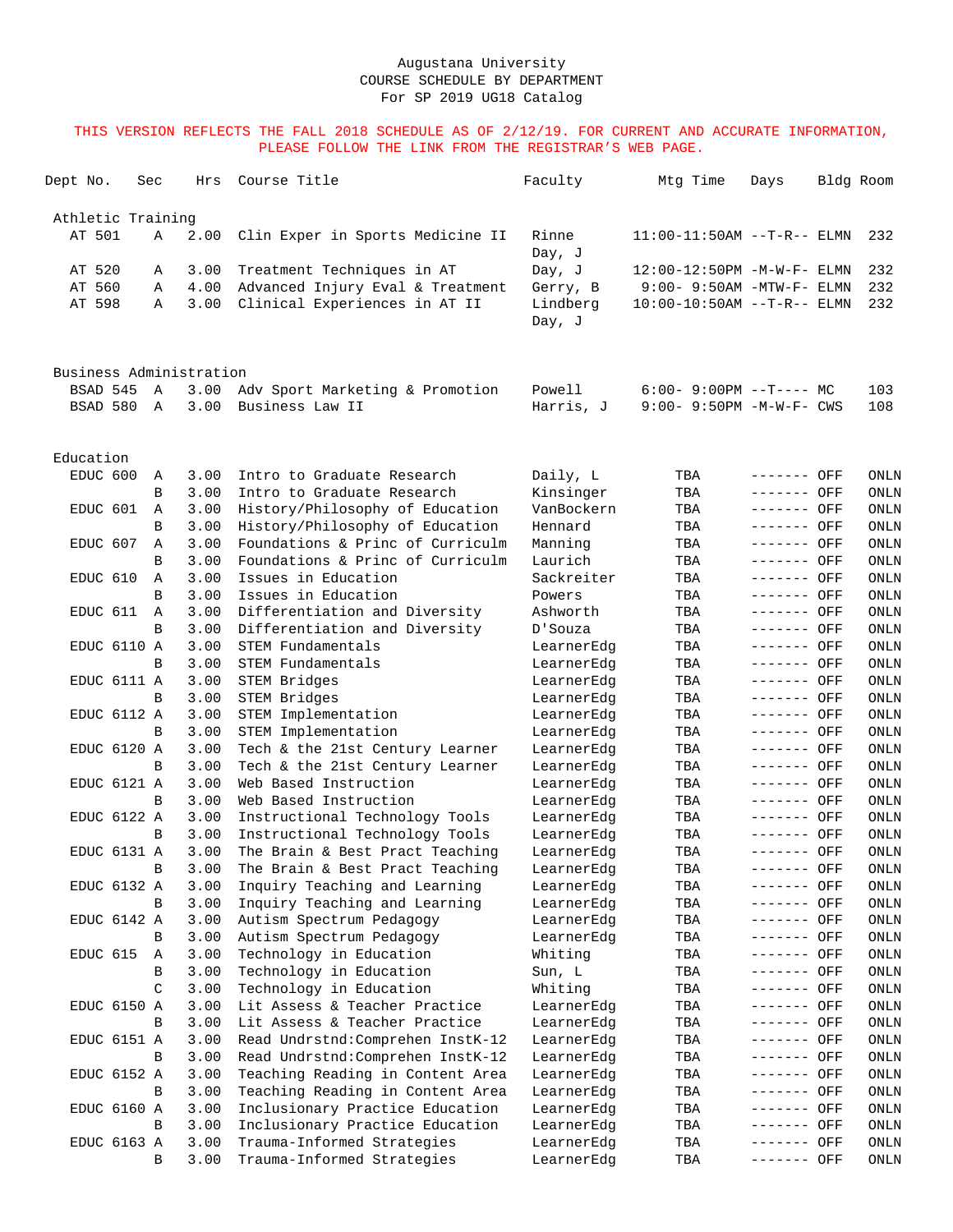Augustana University
COURSE SCHEDULE BY DEPARTMENT
For SP 2019 UG18 Catalog

THIS VERSION REFLECTS THE FALL 2018 SCHEDULE AS OF 2/12/19. FOR CURRENT AND ACCURATE INFORMATION, PLEASE FOLLOW THE LINK FROM THE REGISTRAR'S WEB PAGE.

| Dept No. | Sec | Hrs | Course Title | Faculty | Mtg Time | Days | Bldg | Room |
|---|---|---|---|---|---|---|---|---|
| **Athletic Training** | | | | | | | | |
| AT 501 | A | 2.00 | Clin Exper in Sports Medicine II | Rinne<br>Day, J | 11:00-11:50AM | --T-R-- | ELMN | 232 |
| AT 520 | A | 3.00 | Treatment Techniques in AT | Day, J | 12:00-12:50PM | -M-W-F- | ELMN | 232 |
| AT 560 | A | 4.00 | Advanced Injury Eval & Treatment | Gerry, B | 9:00- 9:50AM | -MTW-F- | ELMN | 232 |
| AT 598 | A | 3.00 | Clinical Experiences in AT II | Lindberg<br>Day, J | 10:00-10:50AM | --T-R-- | ELMN | 232 |
| **Business Administration** | | | | | | | | |
| BSAD 545 | A | 3.00 | Adv Sport Marketing & Promotion | Powell | 6:00- 9:00PM | --T---- | MC | 103 |
| BSAD 580 | A | 3.00 | Business Law II | Harris, J | 9:00- 9:50PM | -M-W-F- | CWS | 108 |
| **Education** | | | | | | | | |
| EDUC 600 | A | 3.00 | Intro to Graduate Research | Daily, L | TBA | ------- | OFF | ONLN |
| | B | 3.00 | Intro to Graduate Research | Kinsinger | TBA | ------- | OFF | ONLN |
| EDUC 601 | A | 3.00 | History/Philosophy of Education | VanBockern | TBA | ------- | OFF | ONLN |
| | B | 3.00 | History/Philosophy of Education | Hennard | TBA | ------- | OFF | ONLN |
| EDUC 607 | A | 3.00 | Foundations & Princ of Curriculm | Manning | TBA | ------- | OFF | ONLN |
| | B | 3.00 | Foundations & Princ of Curriculm | Laurich | TBA | ------- | OFF | ONLN |
| EDUC 610 | A | 3.00 | Issues in Education | Sackreiter | TBA | ------- | OFF | ONLN |
| | B | 3.00 | Issues in Education | Powers | TBA | ------- | OFF | ONLN |
| EDUC 611 | A | 3.00 | Differentiation and Diversity | Ashworth | TBA | ------- | OFF | ONLN |
| | B | 3.00 | Differentiation and Diversity | D'Souza | TBA | ------- | OFF | ONLN |
| EDUC 6110 | A | 3.00 | STEM Fundamentals | LearnerEdg | TBA | ------- | OFF | ONLN |
| | B | 3.00 | STEM Fundamentals | LearnerEdg | TBA | ------- | OFF | ONLN |
| EDUC 6111 | A | 3.00 | STEM Bridges | LearnerEdg | TBA | ------- | OFF | ONLN |
| | B | 3.00 | STEM Bridges | LearnerEdg | TBA | ------- | OFF | ONLN |
| EDUC 6112 | A | 3.00 | STEM Implementation | LearnerEdg | TBA | ------- | OFF | ONLN |
| | B | 3.00 | STEM Implementation | LearnerEdg | TBA | ------- | OFF | ONLN |
| EDUC 6120 | A | 3.00 | Tech & the 21st Century Learner | LearnerEdg | TBA | ------- | OFF | ONLN |
| | B | 3.00 | Tech & the 21st Century Learner | LearnerEdg | TBA | ------- | OFF | ONLN |
| EDUC 6121 | A | 3.00 | Web Based Instruction | LearnerEdg | TBA | ------- | OFF | ONLN |
| | B | 3.00 | Web Based Instruction | LearnerEdg | TBA | ------- | OFF | ONLN |
| EDUC 6122 | A | 3.00 | Instructional Technology Tools | LearnerEdg | TBA | ------- | OFF | ONLN |
| | B | 3.00 | Instructional Technology Tools | LearnerEdg | TBA | ------- | OFF | ONLN |
| EDUC 6131 | A | 3.00 | The Brain & Best Pract Teaching | LearnerEdg | TBA | ------- | OFF | ONLN |
| | B | 3.00 | The Brain & Best Pract Teaching | LearnerEdg | TBA | ------- | OFF | ONLN |
| EDUC 6132 | A | 3.00 | Inquiry Teaching and Learning | LearnerEdg | TBA | ------- | OFF | ONLN |
| | B | 3.00 | Inquiry Teaching and Learning | LearnerEdg | TBA | ------- | OFF | ONLN |
| EDUC 6142 | A | 3.00 | Autism Spectrum Pedagogy | LearnerEdg | TBA | ------- | OFF | ONLN |
| | B | 3.00 | Autism Spectrum Pedagogy | LearnerEdg | TBA | ------- | OFF | ONLN |
| EDUC 615 | A | 3.00 | Technology in Education | Whiting | TBA | ------- | OFF | ONLN |
| | B | 3.00 | Technology in Education | Sun, L | TBA | ------- | OFF | ONLN |
| | C | 3.00 | Technology in Education | Whiting | TBA | ------- | OFF | ONLN |
| EDUC 6150 | A | 3.00 | Lit Assess & Teacher Practice | LearnerEdg | TBA | ------- | OFF | ONLN |
| | B | 3.00 | Lit Assess & Teacher Practice | LearnerEdg | TBA | ------- | OFF | ONLN |
| EDUC 6151 | A | 3.00 | Read Undrstnd:Comprehen InstK-12 | LearnerEdg | TBA | ------- | OFF | ONLN |
| | B | 3.00 | Read Undrstnd:Comprehen InstK-12 | LearnerEdg | TBA | ------- | OFF | ONLN |
| EDUC 6152 | A | 3.00 | Teaching Reading in Content Area | LearnerEdg | TBA | ------- | OFF | ONLN |
| | B | 3.00 | Teaching Reading in Content Area | LearnerEdg | TBA | ------- | OFF | ONLN |
| EDUC 6160 | A | 3.00 | Inclusionary Practice Education | LearnerEdg | TBA | ------- | OFF | ONLN |
| | B | 3.00 | Inclusionary Practice Education | LearnerEdg | TBA | ------- | OFF | ONLN |
| EDUC 6163 | A | 3.00 | Trauma-Informed Strategies | LearnerEdg | TBA | ------- | OFF | ONLN |
| | B | 3.00 | Trauma-Informed Strategies | LearnerEdg | TBA | ------- | OFF | ONLN |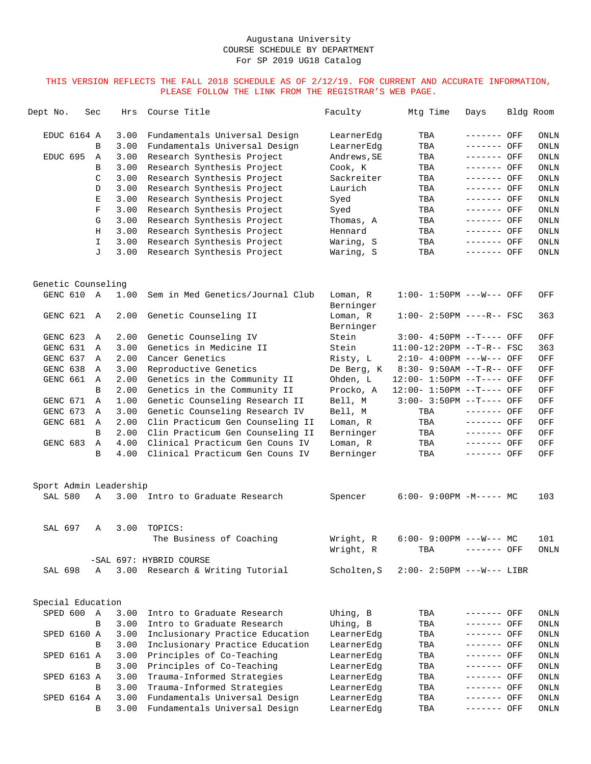Augustana University
COURSE SCHEDULE BY DEPARTMENT
For SP 2019 UG18 Catalog

THIS VERSION REFLECTS THE FALL 2018 SCHEDULE AS OF 2/12/19. FOR CURRENT AND ACCURATE INFORMATION, PLEASE FOLLOW THE LINK FROM THE REGISTRAR'S WEB PAGE.

| Dept No. | Sec | Hrs | Course Title | Faculty | Mtg Time | Days | Bldg | Room |
|---|---|---|---|---|---|---|---|---|
| EDUC 6164 | A | 3.00 | Fundamentals Universal Design | LearnerEdg | TBA | ------- | OFF | ONLN |
| | B | 3.00 | Fundamentals Universal Design | LearnerEdg | TBA | ------- | OFF | ONLN |
| EDUC 695 | A | 3.00 | Research Synthesis Project | Andrews,SE | TBA | ------- | OFF | ONLN |
| | B | 3.00 | Research Synthesis Project | Cook, K | TBA | ------- | OFF | ONLN |
| | C | 3.00 | Research Synthesis Project | Sackreiter | TBA | ------- | OFF | ONLN |
| | D | 3.00 | Research Synthesis Project | Laurich | TBA | ------- | OFF | ONLN |
| | E | 3.00 | Research Synthesis Project | Syed | TBA | ------- | OFF | ONLN |
| | F | 3.00 | Research Synthesis Project | Syed | TBA | ------- | OFF | ONLN |
| | G | 3.00 | Research Synthesis Project | Thomas, A | TBA | ------- | OFF | ONLN |
| | H | 3.00 | Research Synthesis Project | Hennard | TBA | ------- | OFF | ONLN |
| | I | 3.00 | Research Synthesis Project | Waring, S | TBA | ------- | OFF | ONLN |
| | J | 3.00 | Research Synthesis Project | Waring, S | TBA | ------- | OFF | ONLN |

**Genetic Counseling**

| Dept No. | Sec | Hrs | Course Title | Faculty | Mtg Time | Days | Bldg | Room |
|---|---|---|---|---|---|---|---|---|
| GENC 610 | A | 1.00 | Sem in Med Genetics/Journal Club | Loman, R<br>Berninger | 1:00- 1:50PM | ---W--- | OFF | OFF |
| GENC 621 | A | 2.00 | Genetic Counseling II | Loman, R<br>Berninger | 1:00- 2:50PM | ----R-- | FSC | 363 |
| GENC 623 | A | 2.00 | Genetic Counseling IV | Stein | 3:00- 4:50PM | --T---- | OFF | OFF |
| GENC 631 | A | 3.00 | Genetics in Medicine II | Stein | 11:00-12:20PM | --T-R-- | FSC | 363 |
| GENC 637 | A | 2.00 | Cancer Genetics | Risty, L | 2:10- 4:00PM | ---W--- | OFF | OFF |
| GENC 638 | A | 3.00 | Reproductive Genetics | De Berg, K | 8:30- 9:50AM | --T-R-- | OFF | OFF |
| GENC 661 | A | 2.00 | Genetics in the Community II | Ohden, L | 12:00- 1:50PM | --T---- | OFF | OFF |
| | B | 2.00 | Genetics in the Community II | Procko, A | 12:00- 1:50PM | --T---- | OFF | OFF |
| GENC 671 | A | 1.00 | Genetic Counseling Research II | Bell, M | 3:00- 3:50PM | --T---- | OFF | OFF |
| GENC 673 | A | 3.00 | Genetic Counseling Research IV | Bell, M | TBA | ------- | OFF | OFF |
| GENC 681 | A | 2.00 | Clin Practicum Gen Counseling II | Loman, R | TBA | ------- | OFF | OFF |
| | B | 2.00 | Clin Practicum Gen Counseling II | Berninger | TBA | ------- | OFF | OFF |
| GENC 683 | A | 4.00 | Clinical Practicum Gen Couns IV | Loman, R | TBA | ------- | OFF | OFF |
| | B | 4.00 | Clinical Practicum Gen Couns IV | Berninger | TBA | ------- | OFF | OFF |

**Sport Admin Leadership**

| Dept No. | Sec | Hrs | Course Title | Faculty | Mtg Time | Days | Bldg | Room |
|---|---|---|---|---|---|---|---|---|
| SAL 580 | A | 3.00 | Intro to Graduate Research | Spencer | 6:00- 9:00PM | -M----- | MC | 103 |
| SAL 697 | A | 3.00 | TOPICS:<br>The Business of Coaching | Wright, R<br>Wright, R | 6:00- 9:00PM<br>TBA | ---W---<br>------- | MC<br>OFF | 101<br>ONLN |
| | | | -SAL 697: HYBRID COURSE | | | | | |
| SAL 698 | A | 3.00 | Research & Writing Tutorial | Scholten,S | 2:00- 2:50PM | ---W--- | LIBR | |

**Special Education**

| Dept No. | Sec | Hrs | Course Title | Faculty | Mtg Time | Days | Bldg | Room |
|---|---|---|---|---|---|---|---|---|
| SPED 600 | A | 3.00 | Intro to Graduate Research | Uhing, B | TBA | ------- | OFF | ONLN |
| | B | 3.00 | Intro to Graduate Research | Uhing, B | TBA | ------- | OFF | ONLN |
| SPED 6160 | A | 3.00 | Inclusionary Practice Education | LearnerEdg | TBA | ------- | OFF | ONLN |
| | B | 3.00 | Inclusionary Practice Education | LearnerEdg | TBA | ------- | OFF | ONLN |
| SPED 6161 | A | 3.00 | Principles of Co-Teaching | LearnerEdg | TBA | ------- | OFF | ONLN |
| | B | 3.00 | Principles of Co-Teaching | LearnerEdg | TBA | ------- | OFF | ONLN |
| SPED 6163 | A | 3.00 | Trauma-Informed Strategies | LearnerEdg | TBA | ------- | OFF | ONLN |
| | B | 3.00 | Trauma-Informed Strategies | LearnerEdg | TBA | ------- | OFF | ONLN |
| SPED 6164 | A | 3.00 | Fundamentals Universal Design | LearnerEdg | TBA | ------- | OFF | ONLN |
| | B | 3.00 | Fundamentals Universal Design | LearnerEdg | TBA | ------- | OFF | ONLN |